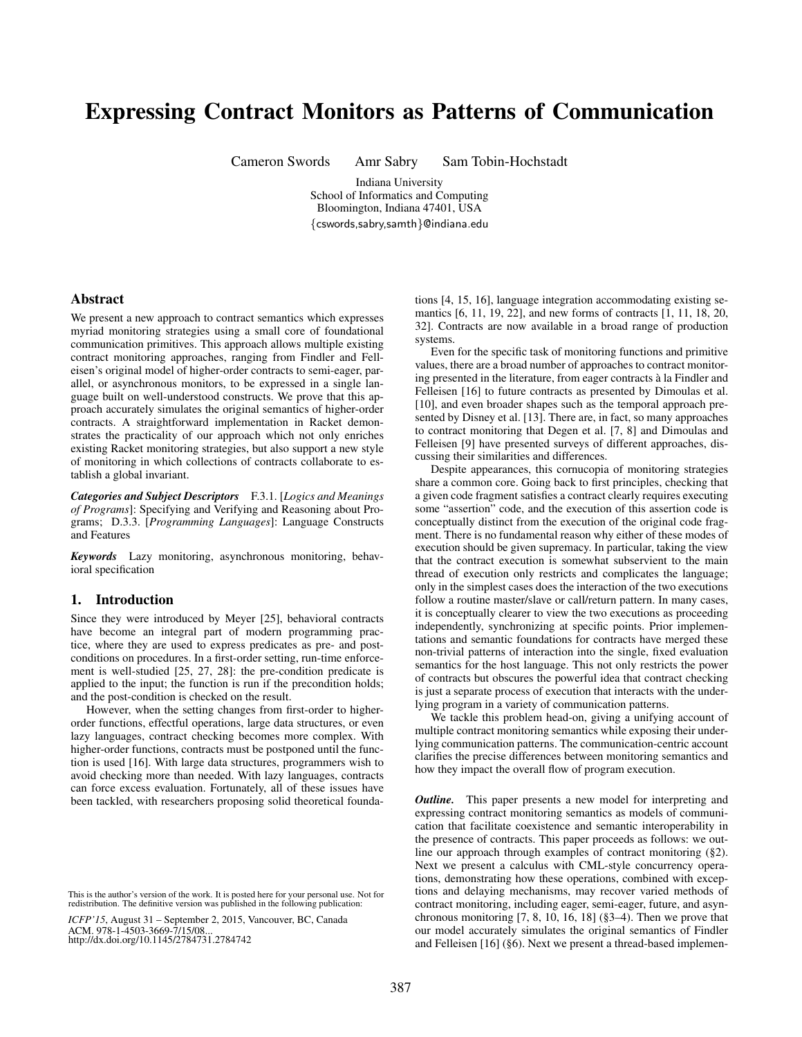# Expressing Contract Monitors as Patterns of Communication

Cameron Swords    Amr Sabry    Sam Tobin-Hochstadt

Indiana University
School of Informatics and Computing
Bloomington, Indiana 47401, USA
{cswords,sabry,samth}@indiana.edu

## Abstract

We present a new approach to contract semantics which expresses myriad monitoring strategies using a small core of foundational communication primitives. This approach allows multiple existing contract monitoring approaches, ranging from Findler and Felleisen's original model of higher-order contracts to semi-eager, parallel, or asynchronous monitors, to be expressed in a single language built on well-understood constructs. We prove that this approach accurately simulates the original semantics of higher-order contracts. A straightforward implementation in Racket demonstrates the practicality of our approach which not only enriches existing Racket monitoring strategies, but also support a new style of monitoring in which collections of contracts collaborate to establish a global invariant.

***Categories and Subject Descriptors*** F.3.1. [*Logics and Meanings of Programs*]: Specifying and Verifying and Reasoning about Programs; D.3.3. [*Programming Languages*]: Language Constructs and Features

***Keywords*** Lazy monitoring, asynchronous monitoring, behavioral specification

## 1. Introduction

Since they were introduced by Meyer [25], behavioral contracts have become an integral part of modern programming practice, where they are used to express predicates as pre- and post-conditions on procedures. In a first-order setting, run-time enforcement is well-studied [25, 27, 28]: the pre-condition predicate is applied to the input; the function is run if the precondition holds; and the post-condition is checked on the result.

However, when the setting changes from first-order to higher-order functions, effectful operations, large data structures, or even lazy languages, contract checking becomes more complex. With higher-order functions, contracts must be postponed until the function is used [16]. With large data structures, programmers wish to avoid checking more than needed. With lazy languages, contracts can force excess evaluation. Fortunately, all of these issues have been tackled, with researchers proposing solid theoretical foundations [4, 15, 16], language integration accommodating existing semantics [6, 11, 19, 22], and new forms of contracts [1, 11, 18, 20, 32]. Contracts are now available in a broad range of production systems.

Even for the specific task of monitoring functions and primitive values, there are a broad number of approaches to contract monitoring presented in the literature, from eager contracts à la Findler and Felleisen [16] to future contracts as presented by Dimoulas et al. [10], and even broader shapes such as the temporal approach presented by Disney et al. [13]. There are, in fact, so many approaches to contract monitoring that Degen et al. [7, 8] and Dimoulas and Felleisen [9] have presented surveys of different approaches, discussing their similarities and differences.

Despite appearances, this cornucopia of monitoring strategies share a common core. Going back to first principles, checking that a given code fragment satisfies a contract clearly requires executing some "assertion" code, and the execution of this assertion code is conceptually distinct from the execution of the original code fragment. There is no fundamental reason why either of these modes of execution should be given supremacy. In particular, taking the view that the contract execution is somewhat subservient to the main thread of execution only restricts and complicates the language; only in the simplest cases does the interaction of the two executions follow a routine master/slave or call/return pattern. In many cases, it is conceptually clearer to view the two executions as proceeding independently, synchronizing at specific points. Prior implementations and semantic foundations for contracts have merged these non-trivial patterns of interaction into the single, fixed evaluation semantics for the host language. This not only restricts the power of contracts but also obscures the powerful idea that contract checking is just a separate process of execution that interacts with the underlying program in a variety of communication patterns.

We tackle this problem head-on, giving a unifying account of multiple contract monitoring semantics while exposing their underlying communication patterns. The communication-centric account clarifies the precise differences between monitoring semantics and how they impact the overall flow of program execution.

***Outline.*** This paper presents a new model for interpreting and expressing contract monitoring semantics as models of communication that facilitate coexistence and semantic interoperability in the presence of contracts. This paper proceeds as follows: we outline our approach through examples of contract monitoring (§2). Next we present a calculus with CML-style concurrency operations, demonstrating how these operations, combined with exceptions and delaying mechanisms, may recover varied methods of contract monitoring, including eager, semi-eager, future, and asynchronous monitoring [7, 8, 10, 16, 18] (§3–4). Then we prove that our model accurately simulates the original semantics of Findler and Felleisen [16] (§6). Next we present a thread-based implemen-

This is the author's version of the work. It is posted here for your personal use. Not for redistribution. The definitive version was published in the following publication:

*ICFP'15*, August 31 – September 2, 2015, Vancouver, BC, Canada
ACM. 978-1-4503-3669-7/15/08...
http://dx.doi.org/10.1145/2784731.2784742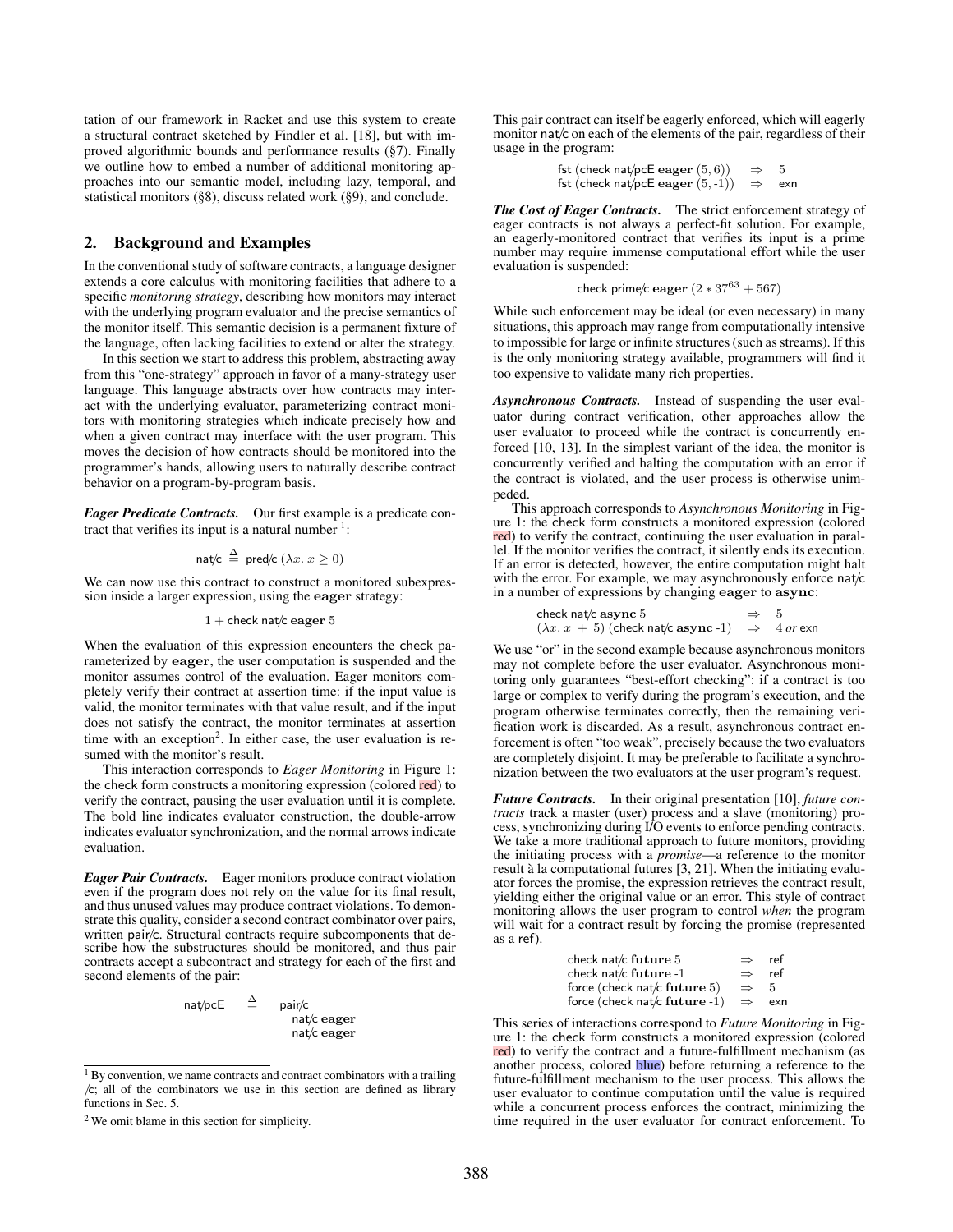tation of our framework in Racket and use this system to create a structural contract sketched by Findler et al. [18], but with improved algorithmic bounds and performance results (§7). Finally we outline how to embed a number of additional monitoring approaches into our semantic model, including lazy, temporal, and statistical monitors (§8), discuss related work (§9), and conclude.

## 2. Background and Examples

In the conventional study of software contracts, a language designer extends a core calculus with monitoring facilities that adhere to a specific *monitoring strategy*, describing how monitors may interact with the underlying program evaluator and the precise semantics of the monitor itself. This semantic decision is a permanent fixture of the language, often lacking facilities to extend or alter the strategy.

In this section we start to address this problem, abstracting away from this "one-strategy" approach in favor of a many-strategy user language. This language abstracts over how contracts may interact with the underlying evaluator, parameterizing contract monitors with monitoring strategies which indicate precisely how and when a given contract may interface with the user program. This moves the decision of how contracts should be monitored into the programmer's hands, allowing users to naturally describe contract behavior on a program-by-program basis.

***Eager Predicate Contracts.*** Our first example is a predicate contract that verifies its input is a natural number [1]:

$$\mathsf{nat/c} \triangleq \mathsf{pred/c}\ (\lambda x.\ x \geq 0)$$

We can now use this contract to construct a monitored subexpression inside a larger expression, using the **eager** strategy:

$$1 + \mathsf{check}\ \mathsf{nat/c}\ \mathbf{eager}\ 5$$

When the evaluation of this expression encounters the check parameterized by **eager**, the user computation is suspended and the monitor assumes control of the evaluation. Eager monitors completely verify their contract at assertion time: if the input value is valid, the monitor terminates with that value result, and if the input does not satisfy the contract, the monitor terminates at assertion time with an exception[2]. In either case, the user evaluation is resumed with the monitor's result.

This interaction corresponds to *Eager Monitoring* in Figure 1: the check form constructs a monitoring expression (colored red) to verify the contract, pausing the user evaluation until it is complete. The bold line indicates evaluator construction, the double-arrow indicates evaluator synchronization, and the normal arrows indicate evaluation.

***Eager Pair Contracts.*** Eager monitors produce contract violation even if the program does not rely on the value for its final result, and thus unused values may produce contract violations. To demonstrate this quality, consider a second contract combinator over pairs, written pair/c. Structural contracts require subcomponents that describe how the substructures should be monitored, and thus pair contracts accept a subcontract and strategy for each of the first and second elements of the pair:

$$\mathsf{nat/pcE} \triangleq \mathsf{pair/c}\ \ \mathsf{nat/c}\ \mathbf{eager}\ \ \mathsf{nat/c}\ \mathbf{eager}$$

This pair contract can itself be eagerly enforced, which will eagerly monitor nat/c on each of the elements of the pair, regardless of their usage in the program:

$$\mathsf{fst}\ (\mathsf{check}\ \mathsf{nat/pcE}\ \mathbf{eager}\ (5, 6)) \Rightarrow 5$$
$$\mathsf{fst}\ (\mathsf{check}\ \mathsf{nat/pcE}\ \mathbf{eager}\ (5, \text{-}1)) \Rightarrow \mathsf{exn}$$

***The Cost of Eager Contracts.*** The strict enforcement strategy of eager contracts is not always a perfect-fit solution. For example, an eagerly-monitored contract that verifies its input is a prime number may require immense computational effort while the user evaluation is suspended:

$$\mathsf{check}\ \mathsf{prime/c}\ \mathbf{eager}\ (2 * 37^{63} + 567)$$

While such enforcement may be ideal (or even necessary) in many situations, this approach may range from computationally intensive to impossible for large or infinite structures (such as streams). If this is the only monitoring strategy available, programmers will find it too expensive to validate many rich properties.

***Asynchronous Contracts.*** Instead of suspending the user evaluator during contract verification, other approaches allow the user evaluator to proceed while the contract is concurrently enforced [10, 13]. In the simplest variant of the idea, the monitor is concurrently verified and halting the computation with an error if the contract is violated, and the user process is otherwise unimpeded.

This approach corresponds to *Asynchronous Monitoring* in Figure 1: the check form constructs a monitored expression (colored red) to verify the contract, continuing the user evaluation in parallel. If the monitor verifies the contract, it silently ends its execution. If an error is detected, however, the entire computation might halt with the error. For example, we may asynchronously enforce nat/c in a number of expressions by changing **eager** to **async**:

$$\mathsf{check}\ \mathsf{nat/c}\ \mathbf{async}\ 5 \Rightarrow 5$$
$$(\lambda x.\ x + 5)\ (\mathsf{check}\ \mathsf{nat/c}\ \mathbf{async}\ \text{-}1) \Rightarrow 4\ \textit{or}\ \mathsf{exn}$$

We use "or" in the second example because asynchronous monitors may not complete before the user evaluator. Asynchronous monitoring only guarantees "best-effort checking": if a contract is too large or complex to verify during the program's execution, and the program otherwise terminates correctly, then the remaining verification work is discarded. As a result, asynchronous contract enforcement is often "too weak", precisely because the two evaluators are completely disjoint. It may be preferable to facilitate a synchronization between the two evaluators at the user program's request.

***Future Contracts.*** In their original presentation [10], *future contracts* track a master (user) process and a slave (monitoring) process, synchronizing during I/O events to enforce pending contracts. We take a more traditional approach to future monitors, providing the initiating process with a *promise*—a reference to the monitor result à la computational futures [3, 21]. When the initiating evaluator forces the promise, the expression retrieves the contract result, yielding either the original value or an error. This style of contract monitoring allows the user program to control *when* the program will wait for a contract result by forcing the promise (represented as a ref).

$$\mathsf{check}\ \mathsf{nat/c}\ \mathbf{future}\ 5 \Rightarrow \mathsf{ref}$$
$$\mathsf{check}\ \mathsf{nat/c}\ \mathbf{future}\ \text{-}1 \Rightarrow \mathsf{ref}$$
$$\mathsf{force}\ (\mathsf{check}\ \mathsf{nat/c}\ \mathbf{future}\ 5) \Rightarrow 5$$
$$\mathsf{force}\ (\mathsf{check}\ \mathsf{nat/c}\ \mathbf{future}\ \text{-}1) \Rightarrow \mathsf{exn}$$

This series of interactions correspond to *Future Monitoring* in Figure 1: the check form constructs a monitored expression (colored red) to verify the contract and a future-fulfillment mechanism (as another process, colored blue) before returning a reference to the future-fulfillment mechanism to the user process. This allows the user evaluator to continue computation until the value is required while a concurrent process enforces the contract, minimizing the time required in the user evaluator for contract enforcement. To

[1] By convention, we name contracts and contract combinators with a trailing /c; all of the combinators we use in this section are defined as library functions in Sec. 5.

[2] We omit blame in this section for simplicity.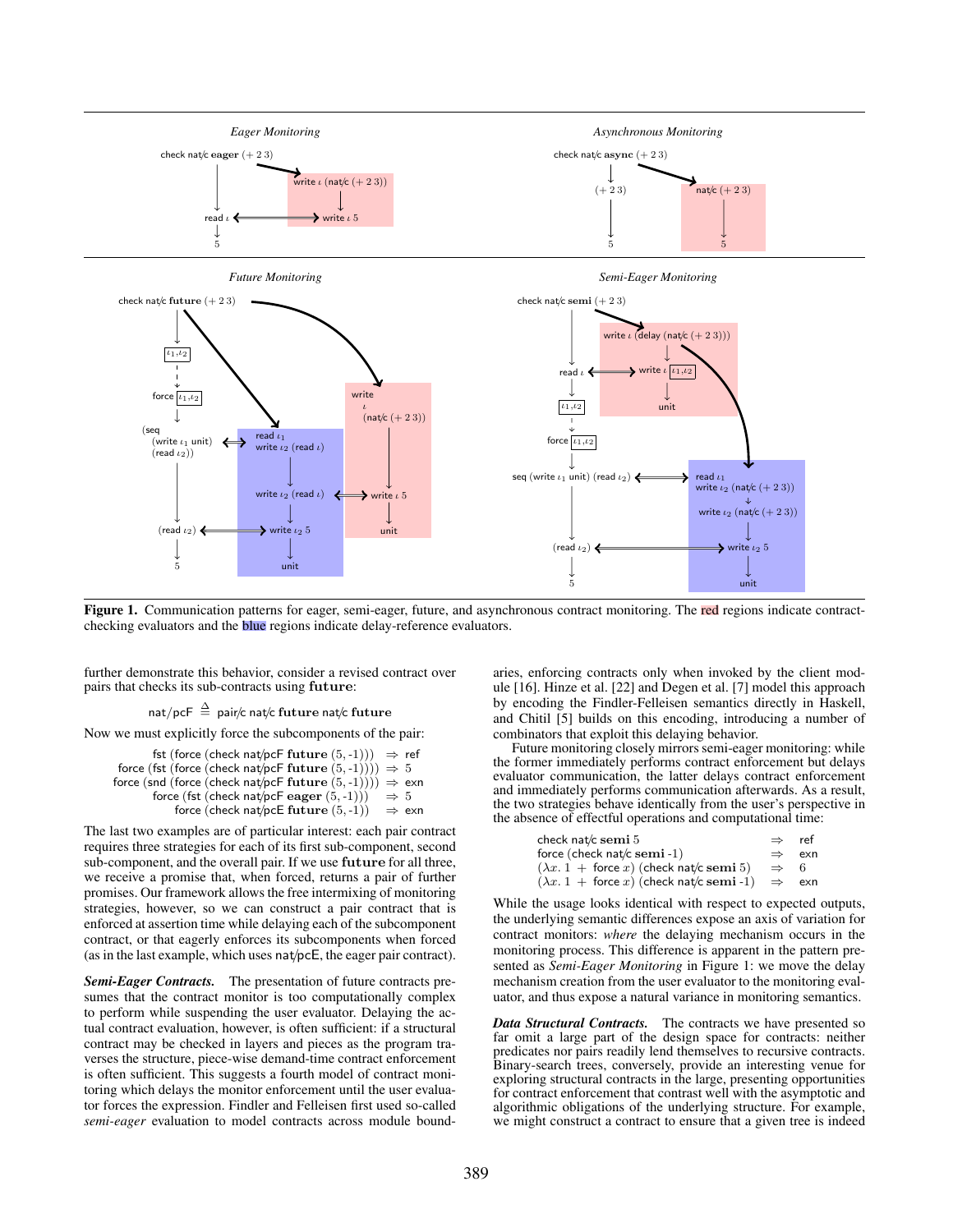Eager Monitoring

check nat/c **eager** (+ 2 3)

write ι (nat/c (+ 2 3))

read ι

write ι 5

5

Asynchronous Monitoring

check nat/c **async** (+ 2 3)

(+ 2 3)

nat/c (+ 2 3)

5

5

Future Monitoring

check nat/c **future** (+ 2 3)

ι1,ι2

force ι1,ι2

(seq (write ι1 unit) (read ι2))

read ι1 write ι2 (read ι)

write ι2 (read ι)

write ι (nat/c (+ 2 3))

write ι 5

unit

(read ι2)

write ι2 5

5

unit

Semi-Eager Monitoring

check nat/c **semi** (+ 2 3)

write ι (delay (nat/c (+ 2 3)))

read ι

write ι ι1,ι2

unit

ι1,ι2

force ι1,ι2

seq (write ι1 unit) (read ι2)

read ι1 write ι2 (nat/c (+ 2 3))

write ι2 (nat/c (+ 2 3))

(read ι2)

write ι2 5

5

unit

**Figure 1.** Communication patterns for eager, semi-eager, future, and asynchronous contract monitoring. The red regions indicate contract-checking evaluators and the blue regions indicate delay-reference evaluators.

further demonstrate this behavior, consider a revised contract over pairs that checks its sub-contracts using **future**:

$$\text{nat/pcF} \triangleq \text{pair/c nat/c } \textbf{future} \text{ nat/c } \textbf{future}$$

Now we must explicitly force the subcomponents of the pair:

```
      fst (force (check nat/pcF future (5, -1)))   ⇒ ref
force (fst (force (check nat/pcF future (5, -1)))) ⇒ 5
force (snd (force (check nat/pcF future (5, -1)))) ⇒ exn
      force (fst (check nat/pcF eager (5, -1)))    ⇒ 5
      force (check nat/pcE future (5, -1))         ⇒ exn
```

The last two examples are of particular interest: each pair contract requires three strategies for each of its first sub-component, second sub-component, and the overall pair. If we use **future** for all three, we receive a promise that, when forced, returns a pair of further promises. Our framework allows the free intermixing of monitoring strategies, however, so we can construct a pair contract that is enforced at assertion time while delaying each of the subcomponent contract, or that eagerly enforces its subcomponents when forced (as in the last example, which uses nat/pcE, the eager pair contract).

***Semi-Eager Contracts.*** The presentation of future contracts presumes that the contract monitor is too computationally complex to perform while suspending the user evaluator. Delaying the actual contract evaluation, however, is often sufficient: if a structural contract may be checked in layers and pieces as the program traverses the structure, piece-wise demand-time contract enforcement is often sufficient. This suggests a fourth model of contract monitoring which delays the monitor enforcement until the user evaluator forces the expression. Findler and Felleisen first used so-called *semi-eager* evaluation to model contracts across module boundaries, enforcing contracts only when invoked by the client module [16]. Hinze et al. [22] and Degen et al. [7] model this approach by encoding the Findler-Felleisen semantics directly in Haskell, and Chitil [5] builds on this encoding, introducing a number of combinators that exploit this delaying behavior.

Future monitoring closely mirrors semi-eager monitoring: while the former immediately performs contract enforcement but delays evaluator communication, the latter delays contract enforcement and immediately performs communication afterwards. As a result, the two strategies behave identically from the user's perspective in the absence of effectful operations and computational time:

```
check nat/c semi 5                        ⇒ ref
force (check nat/c semi -1)               ⇒ exn
(λx. 1 + force x) (check nat/c semi 5)    ⇒ 6
(λx. 1 + force x) (check nat/c semi -1)   ⇒ exn
```

While the usage looks identical with respect to expected outputs, the underlying semantic differences expose an axis of variation for contract monitors: *where* the delaying mechanism occurs in the monitoring process. This difference is apparent in the pattern presented as *Semi-Eager Monitoring* in Figure 1: we move the delay mechanism creation from the user evaluator to the monitoring evaluator, and thus expose a natural variance in monitoring semantics.

***Data Structural Contracts.*** The contracts we have presented so far omit a large part of the design space for contracts: neither predicates nor pairs readily lend themselves to recursive contracts. Binary-search trees, conversely, provide an interesting venue for exploring structural contracts in the large, presenting opportunities for contract enforcement that contrast well with the asymptotic and algorithmic obligations of the underlying structure. For example, we might construct a contract to ensure that a given tree is indeed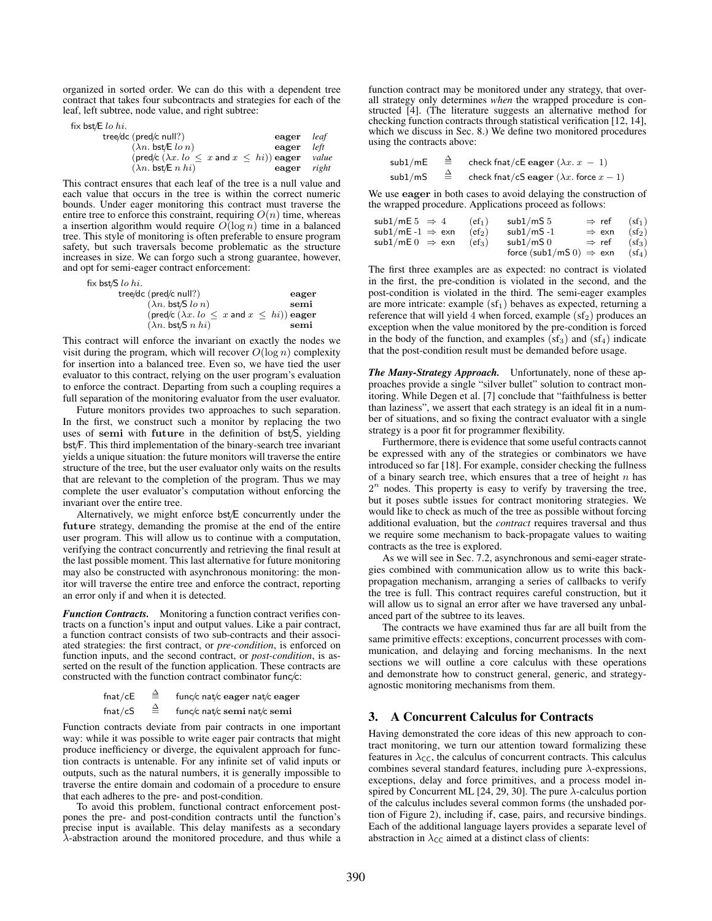organized in sorted order. We can do this with a dependent tree contract that takes four subcontracts and strategies for each of the leaf, left subtree, node value, and right subtree:

```
fix bst/E lo hi.
    tree/dc (pred/c null?)                              eager  leaf
            (λn. bst/E lo n)                            eager  left
            (pred/c (λx. lo ≤ x and x ≤ hi))            eager  value
            (λn. bst/E n hi)                            eager  right
```

This contract ensures that each leaf of the tree is a null value and each value that occurs in the tree is within the correct numeric bounds. Under eager monitoring this contract must traverse the entire tree to enforce this constraint, requiring $O(n)$ time, whereas a insertion algorithm would require $O(\log n)$ time in a balanced tree. This style of monitoring is often preferable to ensure program safety, but such traversals become problematic as the structure increases in size. We can forgo such a strong guarantee, however, and opt for semi-eager contract enforcement:

```
fix bst/S lo hi.
    tree/dc (pred/c null?)                              eager
            (λn. bst/S lo n)                            semi
            (pred/c (λx. lo ≤ x and x ≤ hi))            eager
            (λn. bst/S n hi)                            semi
```

This contract will enforce the invariant on exactly the nodes we visit during the program, which will recover $O(\log n)$ complexity for insertion into a balanced tree. Even so, we have tied the user evaluator to this contract, relying on the user program's evaluation to enforce the contract. Departing from such a coupling requires a full separation of the monitoring evaluator from the user evaluator.

Future monitors provides two approaches to such separation. In the first, we construct such a monitor by replacing the two uses of **semi** with **future** in the definition of bst/S, yielding bst/F. This third implementation of the binary-search tree invariant yields a unique situation: the future monitors will traverse the entire structure of the tree, but the user evaluator only waits on the results that are relevant to the completion of the program. Thus we may complete the user evaluator's computation without enforcing the invariant over the entire tree.

Alternatively, we might enforce bst/E concurrently under the **future** strategy, demanding the promise at the end of the entire user program. This will allow us to continue with a computation, verifying the contract concurrently and retrieving the final result at the last possible moment. This last alternative for future monitoring may also be constructed with asynchronous monitoring: the monitor will traverse the entire tree and enforce the contract, reporting an error only if and when it is detected.

***Function Contracts.*** Monitoring a function contract verifies contracts on a function's input and output values. Like a pair contract, a function contract consists of two sub-contracts and their associated strategies: the first contract, or *pre-condition*, is enforced on function inputs, and the second contract, or *post-condition*, is asserted on the result of the function application. These contracts are constructed with the function contract combinator func/c:

```
fnat/cE  ≜  func/c nat/c eager nat/c eager
fnat/cS  ≜  func/c nat/c semi nat/c semi
```

Function contracts deviate from pair contracts in one important way: while it was possible to write eager pair contracts that might produce inefficiency or diverge, the equivalent approach for function contracts is untenable. For any infinite set of valid inputs or outputs, such as the natural numbers, it is generally impossible to traverse the entire domain and codomain of a procedure to ensure that each adheres to the pre- and post-condition.

To avoid this problem, functional contract enforcement postpones the pre- and post-condition contracts until the function's precise input is available. This delay manifests as a secondary $\lambda$-abstraction around the monitored procedure, and thus while a function contract may be monitored under any strategy, that overall strategy only determines *when* the wrapped procedure is constructed [4]. (The literature suggests an alternative method for checking function contracts through statistical verification [12, 14], which we discuss in Sec. 8.) We define two monitored procedures using the contracts above:

```
sub1/mE  ≜  check fnat/cE eager (λx. x − 1)
sub1/mS  ≜  check fnat/cS eager (λx. force x − 1)
```

We use **eager** in both cases to avoid delaying the construction of the wrapped procedure. Applications proceed as follows:

| | | | | | |
|---|---|---|---|---|---|
| sub1/mE 5 | $\Rightarrow$ 4 | $(\text{ef}_1)$ | sub1/mS 5 | $\Rightarrow$ ref | $(\text{sf}_1)$ |
| sub1/mE -1 | $\Rightarrow$ exn | $(\text{ef}_2)$ | sub1/mS -1 | $\Rightarrow$ exn | $(\text{sf}_2)$ |
| sub1/mE 0 | $\Rightarrow$ exn | $(\text{ef}_3)$ | sub1/mS 0 | $\Rightarrow$ ref | $(\text{sf}_3)$ |
| | | | force (sub1/mS 0) | $\Rightarrow$ exn | $(\text{sf}_4)$ |

The first three examples are as expected: no contract is violated in the first, the pre-condition is violated in the second, and the post-condition is violated in the third. The semi-eager examples are more intricate: example $(\text{sf}_1)$ behaves as expected, returning a reference that will yield 4 when forced, example $(\text{sf}_2)$ produces an exception when the value monitored by the pre-condition is forced in the body of the function, and examples $(\text{sf}_3)$ and $(\text{sf}_4)$ indicate that the post-condition result must be demanded before usage.

***The Many-Strategy Approach.*** Unfortunately, none of these approaches provide a single "silver bullet" solution to contract monitoring. While Degen et al. [7] conclude that "faithfulness is better than laziness", we assert that each strategy is an ideal fit in a number of situations, and so fixing the contract evaluator with a single strategy is a poor fit for programmer flexibility.

Furthermore, there is evidence that some useful contracts cannot be expressed with any of the strategies or combinators we have introduced so far [18]. For example, consider checking the fullness of a binary search tree, which ensures that a tree of height $n$ has $2^n$ nodes. This property is easy to verify by traversing the tree, but it poses subtle issues for contract monitoring strategies. We would like to check as much of the tree as possible without forcing additional evaluation, but the *contract* requires traversal and thus we require some mechanism to back-propagate values to waiting contracts as the tree is explored.

As we will see in Sec. 7.2, asynchronous and semi-eager strategies combined with communication allow us to write this back-propagation mechanism, arranging a series of callbacks to verify the tree is full. This contract requires careful construction, but it will allow us to signal an error after we have traversed any unbalanced part of the subtree to its leaves.

The contracts we have examined thus far are all built from the same primitive effects: exceptions, concurrent processes with communication, and delaying and forcing mechanisms. In the next sections we will outline a core calculus with these operations and demonstrate how to construct general, generic, and strategy-agnostic monitoring mechanisms from them.

## 3. A Concurrent Calculus for Contracts

Having demonstrated the core ideas of this new approach to contract monitoring, we turn our attention toward formalizing these features in $\lambda_{\mathsf{CC}}$, the calculus of concurrent contracts. This calculus combines several standard features, including pure $\lambda$-expressions, exceptions, delay and force primitives, and a process model inspired by Concurrent ML [24, 29, 30]. The pure $\lambda$-calculus portion of the calculus includes several common forms (the unshaded portion of Figure 2), including if, case, pairs, and recursive bindings. Each of the additional language layers provides a separate level of abstraction in $\lambda_{\mathsf{CC}}$ aimed at a distinct class of clients: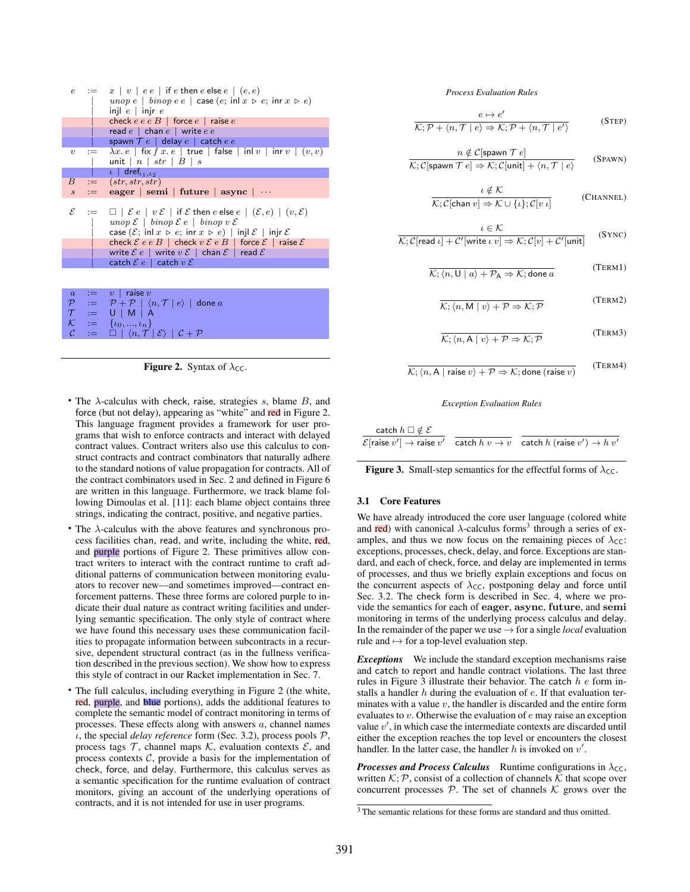$$
\begin{array}{rcl}
e & := & x \mid v \mid e\ e \mid \textsf{if}\ e\ \textsf{then}\ e\ \textsf{else}\ e \mid (e, e) \\
 & \mid & unop\ e \mid binop\ e\ e \mid \textsf{case}\ (e;\ \textsf{inl}\ x \triangleright e;\ \textsf{inr}\ x \triangleright e) \\
 & \mid & \textsf{inl}\ e \mid \textsf{inr}\ e \\
 & \mid & \textsf{check}\ e\ e\ e\ B \mid \textsf{force}\ e \mid \textsf{raise}\ e \\
 & \mid & \textsf{read}\ e \mid \textsf{chan}\ e \mid \textsf{write}\ e\ e \\
 & \mid & \textsf{spawn}\ \mathcal{T}\ e \mid \textsf{delay}\ e \mid \textsf{catch}\ e\ e \\
v & := & \lambda x.\ e \mid \textsf{fix}\ f\ x.\ e \mid \textsf{true} \mid \textsf{false} \mid \textsf{inl}\ v \mid \textsf{inr}\ v \mid (v, v) \\
 & \mid & \textsf{unit} \mid n \mid str \mid B \mid s \\
 & \mid & \iota \mid \textsf{dref}_{\iota_1, \iota_2} \\
B & := & (str, str, str) \\
s & := & \textbf{eager} \mid \textbf{semi} \mid \textbf{future} \mid \textbf{async} \mid \cdots \\
\\
\mathcal{E} & := & \square \mid \mathcal{E}\ e \mid v\ \mathcal{E} \mid \textsf{if}\ \mathcal{E}\ \textsf{then}\ e\ \textsf{else}\ e \mid (\mathcal{E}, e) \mid (v, \mathcal{E}) \\
 & \mid & unop\ \mathcal{E} \mid binop\ \mathcal{E}\ e \mid binop\ v\ \mathcal{E} \\
 & \mid & \textsf{case}\ (\mathcal{E};\ \textsf{inl}\ x \triangleright e;\ \textsf{inr}\ x \triangleright e) \mid \textsf{inlj}\ \mathcal{E} \mid \textsf{injr}\ \mathcal{E} \\
 & \mid & \textsf{check}\ \mathcal{E}\ e\ e\ B \mid \textsf{check}\ v\ \mathcal{E}\ e\ B \mid \textsf{force}\ \mathcal{E} \mid \textsf{raise}\ \mathcal{E} \\
 & \mid & \textsf{write}\ \mathcal{E}\ e \mid \textsf{write}\ v\ \mathcal{E} \mid \textsf{chan}\ \mathcal{E} \mid \textsf{read}\ \mathcal{E} \\
 & \mid & \textsf{catch}\ \mathcal{E}\ e \mid \textsf{catch}\ v\ \mathcal{E} \\
\\
a & := & v \mid \textsf{raise}\ v \\
\mathcal{P} & := & \mathcal{P} + \mathcal{P} \mid \langle n, \mathcal{T} \mid e \rangle \mid \textsf{done}\ a \\
\mathcal{T} & := & \mathsf{U} \mid \mathsf{M} \mid \mathsf{A} \\
\mathcal{K} & := & \{\iota_0, \ldots, \iota_n\} \\
\mathcal{C} & := & \square \mid \langle n, \mathcal{T} \mid \mathcal{E} \rangle \mid \mathcal{C} + \mathcal{P}
\end{array}
$$

**Figure 2.** Syntax of $\lambda_{\mathsf{CC}}$.

- The $\lambda$-calculus with check, raise, strategies $s$, blame $B$, and force (but not delay), appearing as "white" and red in Figure 2. This language fragment provides a framework for user programs that wish to enforce contracts and interact with delayed contract values. Contract writers also use this calculus to construct contracts and contract combinators that naturally adhere to the standard notions of value propagation for contracts. All of the contract combinators used in Sec. 2 and defined in Figure 6 are written in this language. Furthermore, we track blame following Dimoulas et al. [11]: each blame object contains three strings, indicating the contract, positive, and negative parties.
- The $\lambda$-calculus with the above features and synchronous process facilities chan, read, and write, including the white, red, and purple portions of Figure 2. These primitives allow contract writers to interact with the contract runtime to craft additional patterns of communication between monitoring evaluators to recover new—and sometimes improved—contract enforcement patterns. These three forms are colored purple to indicate their dual nature as contract writing facilities and underlying semantic specification. The only style of contract where we have found this necessary uses these communication facilities to propagate information between subcontracts in a recursive, dependent structural contract (as in the fullness verification described in the previous section). We show how to express this style of contract in our Racket implementation in Sec. 7.
- The full calculus, including everything in Figure 2 (the white, red, purple, and blue portions), adds the additional features to complete the semantic model of contract monitoring in terms of processes. These effects along with answers $a$, channel names $\iota$, the special *delay reference* form (Sec. 3.2), process pools $\mathcal{P}$, process tags $\mathcal{T}$, channel maps $\mathcal{K}$, evaluation contexts $\mathcal{E}$, and process contexts $\mathcal{C}$, provide a basis for the implementation of check, force, and delay. Furthermore, this calculus serves as a semantic specification for the runtime evaluation of contract monitors, giving an account of the underlying operations of contracts, and it is not intended for use in user programs.

*Process Evaluation Rules*

$$\frac{e \mapsto e'}{\mathcal{K}; \mathcal{P} + \langle n, \mathcal{T} \mid e \rangle \Rightarrow \mathcal{K}; \mathcal{P} + \langle n, \mathcal{T} \mid e' \rangle} \quad (\textsc{Step})$$

$$\frac{n \notin \mathcal{C}[\textsf{spawn}\ \mathcal{T}\ e]}{\mathcal{K}; \mathcal{C}[\textsf{spawn}\ \mathcal{T}\ e] \Rightarrow \mathcal{K}; \mathcal{C}[\textsf{unit}] + \langle n, \mathcal{T} \mid e \rangle} \quad (\textsc{Spawn})$$

$$\frac{\iota \notin \mathcal{K}}{\mathcal{K}; \mathcal{C}[\textsf{chan}\ v] \Rightarrow \mathcal{K} \cup \{\iota\}; \mathcal{C}[v\ \iota]} \quad (\textsc{Channel})$$

$$\frac{\iota \in \mathcal{K}}{\mathcal{K}; \mathcal{C}[\textsf{read}\ \iota] + \mathcal{C}'[\textsf{write}\ \iota\ v] \Rightarrow \mathcal{K}; \mathcal{C}[v] + \mathcal{C}'[\textsf{unit}]} \quad (\textsc{Sync})$$

$$\frac{}{\mathcal{K}; \langle n, \mathsf{U} \mid a \rangle + \mathcal{P}_{\mathsf{A}} \Rightarrow \mathcal{K}; \textsf{done}\ a} \quad (\textsc{Term1})$$

$$\frac{}{\mathcal{K}; \langle n, \mathsf{M} \mid v \rangle + \mathcal{P} \Rightarrow \mathcal{K}; \mathcal{P}} \quad (\textsc{Term2})$$

$$\frac{}{\mathcal{K}; \langle n, \mathsf{A} \mid v \rangle + \mathcal{P} \Rightarrow \mathcal{K}; \mathcal{P}} \quad (\textsc{Term3})$$

$$\frac{}{\mathcal{K}; \langle n, \mathsf{A} \mid \textsf{raise}\ v \rangle + \mathcal{P} \Rightarrow \mathcal{K}; \textsf{done}\ (\textsf{raise}\ v)} \quad (\textsc{Term4})$$

*Exception Evaluation Rules*

$$\frac{\textsf{catch}\ h\ \square \notin \mathcal{E}}{\mathcal{E}[\textsf{raise}\ v'] \rightarrow \textsf{raise}\ v'} \qquad \frac{}{\textsf{catch}\ h\ v \rightarrow v} \qquad \frac{}{\textsf{catch}\ h\ (\textsf{raise}\ v') \rightarrow h\ v'}$$

**Figure 3.** Small-step semantics for the effectful forms of $\lambda_{\mathsf{CC}}$.

### 3.1 Core Features

We have already introduced the core user language (colored white and red) with canonical $\lambda$-calculus forms[3] through a series of examples, and thus we now focus on the remaining pieces of $\lambda_{\mathsf{CC}}$: exceptions, processes, check, delay, and force. Exceptions are standard, and each of check, force, and delay are implemented in terms of processes, and thus we briefly explain exceptions and focus on the concurrent aspects of $\lambda_{\mathsf{CC}}$, postponing delay and force until Sec. 3.2. The check form is described in Sec. 4, where we provide the semantics for each of **eager**, **async**, **future**, and **semi** monitoring in terms of the underlying process calculus and delay. In the remainder of the paper we use $\rightarrow$ for a single *local* evaluation rule and $\mapsto$ for a top-level evaluation step.

***Exceptions*** We include the standard exception mechanisms raise and catch to report and handle contract violations. The last three rules in Figure 3 illustrate their behavior. The catch $h$ $e$ form installs a handler $h$ during the evaluation of $e$. If that evaluation terminates with a value $v$, the handler is discarded and the entire form evaluates to $v$. Otherwise the evaluation of $e$ may raise an exception value $v'$, in which case the intermediate contexts are discarded until either the exception reaches the top level or process pools $\mathcal{P}$, or the exception encounters the closest handler. In the latter case, the handler $h$ is invoked on $v'$.

***Processes and Process Calculus*** Runtime configurations in $\lambda_{\mathsf{CC}}$, written $\mathcal{K}; \mathcal{P}$, consist of a collection of channels $\mathcal{K}$ that scope over concurrent processes $\mathcal{P}$. The set of channels $\mathcal{K}$ grows over the

[3] The semantic relations for these forms are standard and thus omitted.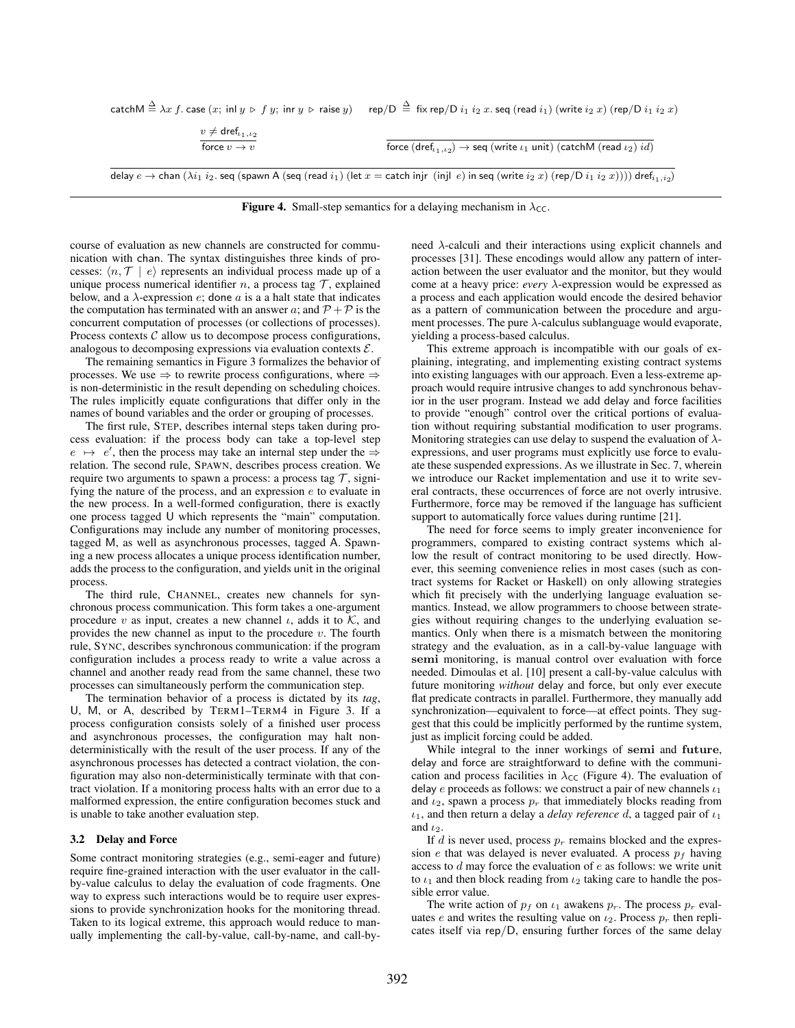$$\mathsf{catchM} \triangleq \lambda x\ f.\ \mathsf{case}\ (x;\ \mathsf{inl}\ y \triangleright f\ y;\ \mathsf{inr}\ y \triangleright \mathsf{raise}\ y) \qquad \mathsf{rep/D} \triangleq \mathsf{fix}\ \mathsf{rep/D}\ i_1\ i_2\ x.\ \mathsf{seq}\ (\mathsf{read}\ i_1)\ (\mathsf{write}\ i_2\ x)\ (\mathsf{rep/D}\ i_1\ i_2\ x)$$

$$\frac{v \neq \mathsf{dref}_{\iota_1,\iota_2}}{\mathsf{force}\ v \rightarrow v} \qquad \frac{}{\mathsf{force}\ (\mathsf{dref}_{\iota_1,\iota_2}) \rightarrow \mathsf{seq}\ (\mathsf{write}\ \iota_1\ \mathsf{unit})\ (\mathsf{catchM}\ (\mathsf{read}\ \iota_2)\ id)}$$

$$\frac{}{\mathsf{delay}\ e \rightarrow \mathsf{chan}\ (\lambda i_1\ i_2.\ \mathsf{seq}\ (\mathsf{spawn}\ \mathsf{A}\ (\mathsf{seq}\ (\mathsf{read}\ i_1)\ (\mathsf{let}\ x = \mathsf{catch}\ \mathsf{injr}\ \ (\mathsf{injl}\ \ e)\ \mathsf{in}\ \mathsf{seq}\ (\mathsf{write}\ i_2\ x)\ (\mathsf{rep/D}\ i_1\ i_2\ x))))\ \mathsf{dref}_{i_1,i_2})}$$

**Figure 4.** Small-step semantics for a delaying mechanism in $\lambda_{CC}$.

course of evaluation as new channels are constructed for communication with chan. The syntax distinguishes three kinds of processes: $\langle n, \mathcal{T} \mid e\rangle$ represents an individual process made up of a unique process numerical identifier $n$, a process tag $\mathcal{T}$, explained below, and a $\lambda$-expression $e$; done $a$ is a a halt state that indicates the computation has terminated with an answer $a$; and $\mathcal{P} + \mathcal{P}$ is the concurrent computation of processes (or collections of processes). Process contexts $\mathcal{C}$ allow us to decompose process configurations, analogous to decomposing expressions via evaluation contexts $\mathcal{E}$.

The remaining semantics in Figure 3 formalizes the behavior of processes. We use $\Rightarrow$ to rewrite process configurations, where $\Rightarrow$ is non-deterministic in the result depending on scheduling choices. The rules implicitly equate configurations that differ only in the names of bound variables and the order or grouping of processes.

The first rule, STEP, describes internal steps taken during process evaluation: if the process body can take a top-level step $e \mapsto e'$, then the process may take an internal step under the $\Rightarrow$ relation. The second rule, SPAWN, describes process creation. We require two arguments to spawn a process: a process tag $\mathcal{T}$, signifying the nature of the process, and an expression $e$ to evaluate in the new process. In a well-formed configuration, there is exactly one process tagged U which represents the "main" computation. Configurations may include any number of monitoring processes, tagged M, as well as asynchronous processes, tagged A. Spawning a new process allocates a unique process identification number, adds the process to the configuration, and yields unit in the original process.

The third rule, CHANNEL, creates new channels for synchronous process communication. This form takes a one-argument procedure $v$ as input, creates a new channel $\iota$, adds it to $\mathcal{K}$, and provides the new channel as input to the procedure $v$. The fourth rule, SYNC, describes synchronous communication: if the program configuration includes a process ready to write a value across a channel and another ready read from the same channel, these two processes can simultaneously perform the communication step.

The termination behavior of a process is dictated by its *tag*, U, M, or A, described by TERM1–TERM4 in Figure 3. If a process configuration consists solely of a finished user process and asynchronous processes, the configuration may halt nondeterministically with the result of the user process. If any of the asynchronous processes has detected a contract violation, the configuration may also non-deterministically terminate with that contract violation. If a monitoring process halts with an error due to a malformed expression, the entire configuration becomes stuck and is unable to take another evaluation step.

### 3.2 Delay and Force

Some contract monitoring strategies (e.g., semi-eager and future) require fine-grained interaction with the user evaluator in the call-by-value calculus to delay the evaluation of code fragments. One way to express such interactions would be to require user expressions to provide synchronization hooks for the monitoring thread. Taken to its logical extreme, this approach would reduce to manually implementing the call-by-value, call-by-name, and call-by-need $\lambda$-calculi and their interactions using explicit channels and processes [31]. These encodings would allow any pattern of interaction between the user evaluator and the monitor, but they would come at a heavy price: *every* $\lambda$-expression would be expressed as a process and each application would encode the desired behavior as a pattern of communication between the procedure and argument processes. The pure $\lambda$-calculus sublanguage would evaporate, yielding a process-based calculus.

This extreme approach is incompatible with our goals of explaining, integrating, and implementing existing contract systems into existing languages with our approach. Even a less-extreme approach would require intrusive changes to add synchronous behavior in the user program. Instead we add delay and force facilities to provide "enough" control over the critical portions of evaluation without requiring substantial modification to user programs. Monitoring strategies can use delay to suspend the evaluation of $\lambda$-expressions, and user programs must explicitly use force to evaluate these suspended expressions. As we illustrate in Sec. 7, wherein we introduce our Racket implementation and use it to write several contracts, these occurrences of force are not overly intrusive. Furthermore, force may be removed if the language has sufficient support to automatically force values during runtime [21].

The need for force seems to imply greater inconvenience for programmers, compared to existing contract systems which allow the result of contract monitoring to be used directly. However, this seeming convenience relies in most cases (such as contract systems for Racket or Haskell) on only allowing strategies which fit precisely with the underlying language evaluation semantics. Instead, we allow programmers to choose between strategies without requiring changes to the underlying evaluation semantics. Only when there is a mismatch between the monitoring strategy and the evaluation, as in a call-by-value language with **semi** monitoring, is manual control over evaluation with force needed. Dimoulas et al. [10] present a call-by-value calculus with future monitoring *without* delay and force, but only ever execute flat predicate contracts in parallel. Furthermore, they manually add synchronization—equivalent to force—at effect points. They suggest that this could be implicitly performed by the runtime system, just as implicit forcing could be added.

While integral to the inner workings of **semi** and **future**, delay and force are straightforward to define with the communication and process facilities in $\lambda_{CC}$ (Figure 4). The evaluation of delay $e$ proceeds as follows: we construct a pair of new channels $\iota_1$ and $\iota_2$, spawn a process $p_r$ that immediately blocks reading from $\iota_1$, and then return a delay a *delay reference* $d$, a tagged pair of $\iota_1$ and $\iota_2$.

If $d$ is never used, process $p_r$ remains blocked and the expression $e$ that was delayed is never evaluated. A process $p_f$ having access to $d$ may force the evaluation of $e$ as follows: we write unit to $\iota_1$ and then block reading from $\iota_2$ taking care to handle the possible error value.

The write action of $p_f$ on $\iota_1$ awakens $p_r$. The process $p_r$ evaluates $e$ and writes the resulting value on $\iota_2$. Process $p_r$ then replicates itself via rep/D, ensuring further forces of the same delay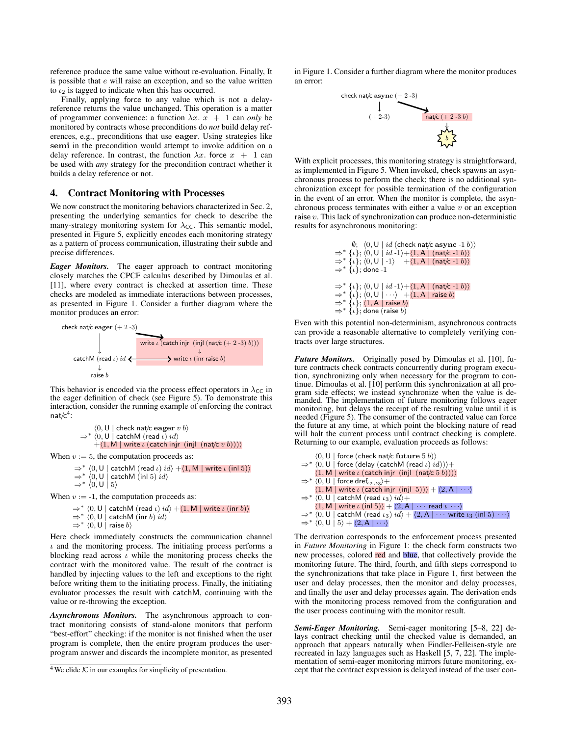reference produce the same value without re-evaluation. Finally, It is possible that $e$ will raise an exception, and so the value written to $\iota_2$ is tagged to indicate when this has occurred.

Finally, applying force to any value which is not a delay-reference returns the value unchanged. This operation is a matter of programmer convenience: a function $\lambda x.\ x + 1$ can *only* be monitored by contracts whose preconditions do *not* build delay references, e.g., preconditions that use **eager**. Using strategies like **semi** in the precondition would attempt to invoke addition on a delay reference. In contrast, the function $\lambda x.$ force $x + 1$ can be used with *any* strategy for the precondition contract whether it builds a delay reference or not.

## 4. Contract Monitoring with Processes

We now construct the monitoring behaviors characterized in Sec. 2, presenting the underlying semantics for check to describe the many-strategy monitoring system for $\lambda_{CC}$. This semantic model, presented in Figure 5, explicitly encodes each monitoring strategy as a pattern of process communication, illustrating their subtle and precise differences.

***Eager Monitors.*** The eager approach to contract monitoring closely matches the CPCF calculus described by Dimoulas et al. [11], where every contract is checked at assertion time. These checks are modeled as immediate interactions between processes, as presented in Figure 1. Consider a further diagram where the monitor produces an error:

check nat/c **eager** (+ 2 -3)
write $\iota$ (catch injr (injl (nat/c (+ 2 -3) $b$)))
catchM (read $\iota$) $id$
write $\iota$ (inr raise $b$)
raise $b$

This behavior is encoded via the process effect operators in $\lambda_{CC}$ in the eager definition of check (see Figure 5). To demonstrate this interaction, consider the running example of enforcing the contract nat/c[4]:

$$\begin{aligned}
&\langle 0, \mathsf{U} \mid \text{check nat/c } \textbf{eager}\ v\ b\rangle \\
\Rightarrow^* &\langle 0, \mathsf{U} \mid \text{catchM (read } \iota)\ id\rangle \\
&+\langle 1, \mathsf{M} \mid \text{write } \iota \text{ (catch injr (injl (nat/c } v\ b))))\rangle
\end{aligned}$$

When $v := 5$, the computation proceeds as:

$$\begin{aligned}
\Rightarrow^* &\langle 0, \mathsf{U} \mid \text{catchM (read } \iota)\ id\rangle + \langle 1, \mathsf{M} \mid \text{write } \iota \text{ (inl 5)}\rangle \\
\Rightarrow^* &\langle 0, \mathsf{U} \mid \text{catchM (inl 5) } id\rangle \\
\Rightarrow^* &\langle 0, \mathsf{U} \mid 5\rangle
\end{aligned}$$

When $v :=$ -1, the computation proceeds as:

$$\begin{aligned}
\Rightarrow^* &\langle 0, \mathsf{U} \mid \text{catchM (read } \iota)\ id\rangle + \langle 1, \mathsf{M} \mid \text{write } \iota \text{ (inr } b)\rangle \\
\Rightarrow^* &\langle 0, \mathsf{U} \mid \text{catchM (inr } b)\ id\rangle \\
\Rightarrow^* &\langle 0, \mathsf{U} \mid \text{raise } b\rangle
\end{aligned}$$

Here check immediately constructs the communication channel $\iota$ and the monitoring process. The initiating process performs a blocking read across $\iota$ while the monitoring process checks the contract with the monitored value. The result of the contract is handled by injecting values to the left and exceptions to the right before writing them to the initiating process. Finally, the initiating evaluator processes the result with catchM, continuing with the value or re-throwing the exception.

***Asynchronous Monitors.*** The asynchronous approach to contract monitoring consists of stand-alone monitors that perform "best-effort" checking: if the monitor is not finished when the user program is complete, then the entire program produces the user-program answer and discards the incomplete monitor, as presented in Figure 1. Consider a further diagram where the monitor produces an error:

check nat/c **async** (+ 2 -3)
(+ 2-3)
nat/c (+ 2 -3 $b$)
$b$

With explicit processes, this monitoring strategy is straightforward, as implemented in Figure 5. When invoked, check spawns an asynchronous process to perform the check; there is no additional synchronization except for possible termination of the configuration in the event of an error. When the monitor is complete, the asynchronous process terminates with either a value $v$ or an exception raise $v$. This lack of synchronization can produce non-deterministic results for asynchronous monitoring:

$$\begin{aligned}
&\emptyset;\ \langle 0, \mathsf{U} \mid id \text{ (check nat/c } \textbf{async} \text{ -1 } b)\rangle \\
\Rightarrow^* &\{\iota\};\ \langle 0, \mathsf{U} \mid id \text{ -1}\rangle + \langle 1, \mathsf{A} \mid \text{(nat/c -1 } b)\rangle \\
\Rightarrow^* &\{\iota\};\ \langle 0, \mathsf{U} \mid \text{-1}\rangle \quad + \langle 1, \mathsf{A} \mid \text{(nat/c -1 } b)\rangle \\
\Rightarrow^* &\{\iota\};\ \text{done -1} \\
\\
\Rightarrow^* &\{\iota\};\ \langle 0, \mathsf{U} \mid id \text{ -1}\rangle + \langle 1, \mathsf{A} \mid \text{(nat/c -1 } b)\rangle \\
\Rightarrow^* &\{\iota\};\ \langle 0, \mathsf{U} \mid \cdots\rangle \quad + \langle 1, \mathsf{A} \mid \text{raise } b\rangle \\
\Rightarrow^* &\{\iota\};\ \langle 1, \mathsf{A} \mid \text{raise } b\rangle \\
\Rightarrow^* &\{\iota\};\ \text{done (raise } b)
\end{aligned}$$

Even with this potential non-determinism, asynchronous contracts can provide a reasonable alternative to completely verifying contracts over large structures.

***Future Monitors.*** Originally posed by Dimoulas et al. [10], future contracts check contracts concurrently during program execution, synchronizing only when necessary for the program to continue. Dimoulas et al. [10] perform this synchronization at all program side effects; we instead synchronize when the value is demanded. The implementation of future monitoring follows eager monitoring, but delays the receipt of the resulting value until it is needed (Figure 5). The consumer of the contracted value can force the future at any time, at which point the blocking nature of read will halt the current process until contract checking is complete. Returning to our example, evaluation proceeds as follows:

$$\begin{aligned}
&\langle 0, \mathsf{U} \mid \text{force (check nat/c } \textbf{future}\ 5\ b)\rangle \\
\Rightarrow^* &\langle 0, \mathsf{U} \mid \text{force (delay (catchM (read } \iota)\ id))\rangle + \\
&\langle 1, \mathsf{M} \mid \text{write } \iota \text{ (catch injr (injl (nat/c 5 } b))))\rangle \\
\Rightarrow^* &\langle 0, \mathsf{U} \mid \text{force dref}_{\iota_2,\iota_3}\rangle + \\
&\langle 1, \mathsf{M} \mid \text{write } \iota \text{ (catch injr (injl 5)))}\rangle + \langle 2, \mathsf{A} \mid \cdots\rangle \\
\Rightarrow^* &\langle 0, \mathsf{U} \mid \text{catchM (read } \iota_3)\ id\rangle + \\
&\langle 1, \mathsf{M} \mid \text{write } \iota \text{ (inl 5)}\rangle + \langle 2, \mathsf{A} \mid \cdots \text{ read } \iota \cdots\rangle \\
\Rightarrow^* &\langle 0, \mathsf{U} \mid \text{catchM (read } \iota_3)\ id\rangle + \langle 2, \mathsf{A} \mid \cdots \text{ write } \iota_3 \text{ (inl 5) } \cdots\rangle \\
\Rightarrow^* &\langle 0, \mathsf{U} \mid 5\rangle + \langle 2, \mathsf{A} \mid \cdots\rangle
\end{aligned}$$

The derivation corresponds to the enforcement process presented in *Future Monitoring* in Figure 1: the check form constructs two new processes, colored red and blue, that collectively provide the monitoring future. The third, fourth, and fifth steps correspond to the synchronizations that take place in Figure 1, first between the user and delay processes, then the monitor and delay processes, and finally the user and delay processes again. The derivation ends with the monitoring process removed from the configuration and the user process continuing with the monitor result.

***Semi-Eager Monitoring.*** Semi-eager monitoring [5–8, 22] delays contract checking until the checked value is demanded, an approach that appears naturally when Findler-Felleisen-style are recreated in lazy languages such as Haskell [5, 7, 22]. The implementation of semi-eager monitoring mirrors future monitoring, except that the contract expression is delayed instead of the user con-

[4] We elide $\mathcal{K}$ in our examples for simplicity of presentation.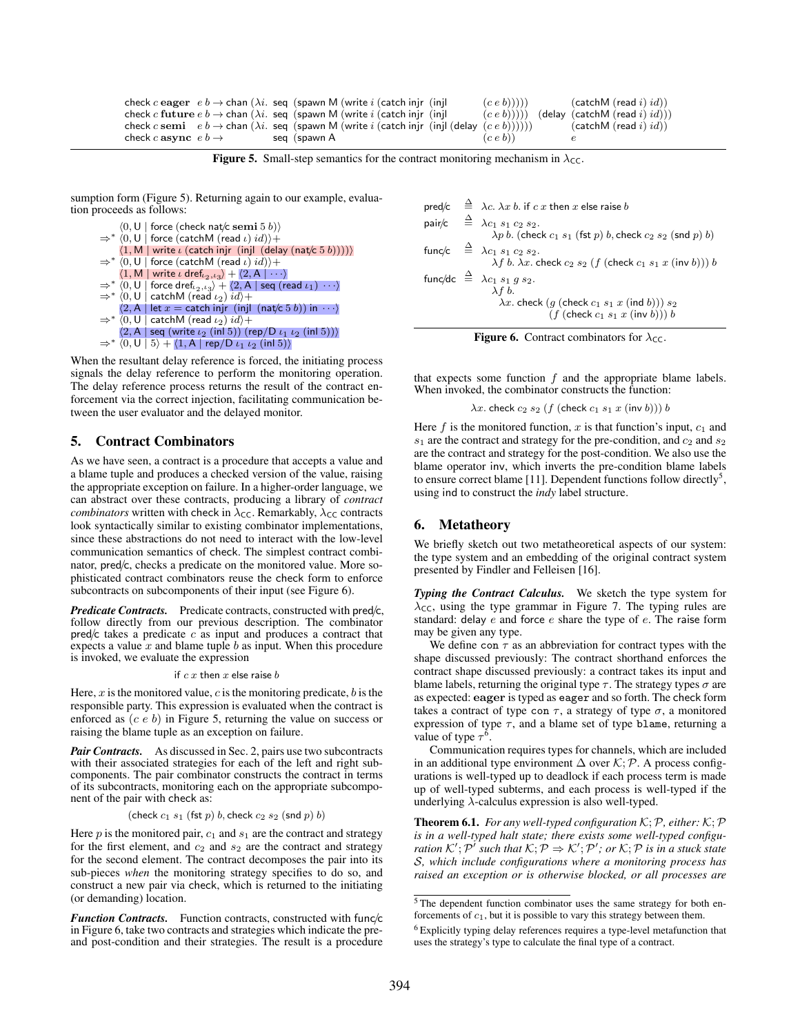$$
\begin{array}{llll}
\text{check } c \textbf{ eager} & e\ b \rightarrow \text{chan } (\lambda i.\ \text{seq } (\text{spawn M } (\text{write } i\ (\text{catch injr } (\text{injl} & (c\ e\ b))))) & (\text{catchM } (\text{read } i)\ id)) \\
\text{check } c \textbf{ future} & e\ b \rightarrow \text{chan } (\lambda i.\ \text{seq } (\text{spawn M } (\text{write } i\ (\text{catch injr } (\text{injl} & (c\ e\ b))))) & (\text{delay } (\text{catchM } (\text{read } i)\ id))) \\
\text{check } c \textbf{ semi} & e\ b \rightarrow \text{chan } (\lambda i.\ \text{seq } (\text{spawn M } (\text{write } i\ (\text{catch injr } (\text{injl } (\text{delay} & (c\ e\ b)))))) & (\text{catchM } (\text{read } i)\ id)) \\
\text{check } c \textbf{ async} & e\ b \rightarrow \quad\quad\quad \text{seq } (\text{spawn A} & (c\ e\ b)) & e
\end{array}
$$

**Figure 5.** Small-step semantics for the contract monitoring mechanism in $\lambda_{\mathsf{CC}}$.

sumption form (Figure 5). Returning again to our example, evaluation proceeds as follows:

$$
\begin{array}{ll}
& \langle 0, \mathsf{U} \mid \text{force } (\text{check nat/c } \textbf{semi } 5\ b) \rangle \\
\Rightarrow^* & \langle 0, \mathsf{U} \mid \text{force } (\text{catchM } (\text{read } \iota)\ id) \rangle + \\
& \langle 1, \mathsf{M} \mid \text{write } \iota\ (\text{catch injr } (\text{injl } (\text{delay } (\text{nat/c } 5\ b)))) \rangle \\
\Rightarrow^* & \langle 0, \mathsf{U} \mid \text{force } (\text{catchM } (\text{read } \iota)\ id) \rangle + \\
& \langle 1, \mathsf{M} \mid \text{write } \iota\ \text{dref}_{\iota_2, \iota_3} \rangle + \langle 2, \mathsf{A} \mid \cdots \rangle \\
\Rightarrow^* & \langle 0, \mathsf{U} \mid \text{force dref}_{\iota_2, \iota_3} \rangle + \langle 2, \mathsf{A} \mid \text{seq } (\text{read } \iota_1)\ \cdots \rangle \\
\Rightarrow^* & \langle 0, \mathsf{U} \mid \text{catchM } (\text{read } \iota_2)\ id \rangle + \\
& \langle 2, \mathsf{A} \mid \text{let } x = \text{catch injr } (\text{injl } (\text{nat/c } 5\ b)) \text{ in } \cdots \rangle \\
\Rightarrow^* & \langle 0, \mathsf{U} \mid \text{catchM } (\text{read } \iota_2)\ id \rangle + \\
& \langle 2, \mathsf{A} \mid \text{seq } (\text{write } \iota_2\ (\text{inl } 5))\ (\text{rep/D } \iota_1\ \iota_2\ (\text{inl } 5)) \rangle \\
\Rightarrow^* & \langle 0, \mathsf{U} \mid 5 \rangle + \langle 1, \mathsf{A} \mid \text{rep/D } \iota_1\ \iota_2\ (\text{inl } 5) \rangle
\end{array}
$$

When the resultant delay reference is forced, the initiating process signals the delay reference to perform the monitoring operation. The delay reference process returns the result of the contract enforcement via the correct injection, facilitating communication between the user evaluator and the delayed monitor.

## 5. Contract Combinators

As we have seen, a contract is a procedure that accepts a value and a blame tuple and produces a checked version of the value, raising the appropriate exception on failure. In a higher-order language, we can abstract over these contracts, producing a library of *contract combinators* written with check in $\lambda_{\mathsf{CC}}$. Remarkably, $\lambda_{\mathsf{CC}}$ contracts look syntactically similar to existing combinator implementations, since these abstractions do not need to interact with the low-level communication semantics of check. The simplest contract combinator, pred/c, checks a predicate on the monitored value. More sophisticated contract combinators reuse the check form to enforce subcontracts on subcomponents of their input (see Figure 6).

***Predicate Contracts.*** Predicate contracts, constructed with pred/c, follow directly from our previous description. The combinator pred/c takes a predicate $c$ as input and produces a contract that expects a value $x$ and blame tuple $b$ as input. When this procedure is invoked, we evaluate the expression

$$\text{if } c\ x \text{ then } x \text{ else raise } b$$

Here, $x$ is the monitored value, $c$ is the monitoring predicate, $b$ is the responsible party. This expression is evaluated when the contract is enforced as $(c\ e\ b)$ in Figure 5, returning the value on success or raising the blame tuple as an exception on failure.

***Pair Contracts.*** As discussed in Sec. 2, pairs use two subcontracts with their associated strategies for each of the left and right subcomponents. The pair combinator constructs the contract in terms of its subcontracts, monitoring each on the appropriate subcomponent of the pair with check as:

$$(\text{check } c_1\ s_1\ (\text{fst } p)\ b, \text{check } c_2\ s_2\ (\text{snd } p)\ b)$$

Here $p$ is the monitored pair, $c_1$ and $s_1$ are the contract and strategy for the first element, and $c_2$ and $s_2$ are the contract and strategy for the second element. The contract decomposes the pair into its sub-pieces *when* the monitoring strategy specifies to do so, and construct a new pair via check, which is returned to the initiating (or demanding) location.

***Function Contracts.*** Function contracts, constructed with func/c in Figure 6, take two contracts and strategies which indicate the pre- and post-condition and their strategies. The result is a procedure

$$
\begin{array}{lll}
\text{pred/c} & \triangleq & \lambda c.\ \lambda x\ b.\ \text{if } c\ x \text{ then } x \text{ else raise } b \\
\text{pair/c} & \triangleq & \lambda c_1\ s_1\ c_2\ s_2. \\
& & \quad \lambda p\ b.\ (\text{check } c_1\ s_1\ (\text{fst } p)\ b, \text{check } c_2\ s_2\ (\text{snd } p)\ b) \\
\text{func/c} & \triangleq & \lambda c_1\ s_1\ c_2\ s_2. \\
& & \quad \lambda f\ b.\ \lambda x.\ \text{check } c_2\ s_2\ (f\ (\text{check } c_1\ s_1\ x\ (\text{inv } b)))\ b \\
\text{func/dc} & \triangleq & \lambda c_1\ s_1\ g\ s_2. \\
& & \quad \lambda f\ b. \\
& & \quad\quad \lambda x.\ \text{check } (g\ (\text{check } c_1\ s_1\ x\ (\text{ind } b)))\ s_2 \\
& & \quad\quad\quad (f\ (\text{check } c_1\ s_1\ x\ (\text{inv } b)))\ b
\end{array}
$$

**Figure 6.** Contract combinators for $\lambda_{\mathsf{CC}}$.

that expects some function $f$ and the appropriate blame labels. When invoked, the combinator constructs the function:

$$\lambda x.\ \text{check } c_2\ s_2\ (f\ (\text{check } c_1\ s_1\ x\ (\text{inv } b)))\ b$$

Here $f$ is the monitored function, $x$ is that function's input, $c_1$ and $s_1$ are the contract and strategy for the pre-condition, and $c_2$ and $s_2$ are the contract and strategy for the post-condition. We also use the blame operator inv, which inverts the pre-condition blame labels to ensure correct blame [11]. Dependent functions follow directly[5], using ind to construct the *indy* label structure.

## 6. Metatheory

We briefly sketch out two metatheoretical aspects of our system: the type system and an embedding of the original contract system presented by Findler and Felleisen [16].

***Typing the Contract Calculus.*** We sketch the type system for $\lambda_{\mathsf{CC}}$, using the type grammar in Figure 7. The typing rules are standard: delay $e$ and force $e$ share the type of $e$. The raise form may be given any type.

We define `con` $\tau$ as an abbreviation for contract types with the shape discussed previously: The contract shorthand enforces the contract shape discussed previously: a contract takes its input and blame labels, returning the original type $\tau$. The strategy types $\sigma$ are as expected: **eager** is typed as `eager` and so forth. The check form takes a contract of type `con` $\tau$, a strategy of type $\sigma$, a monitored expression of type $\tau$, and a blame set of type `blame`, returning a value of type $\tau$[6].

Communication requires types for channels, which are included in an additional type environment $\Delta$ over $\mathcal{K}; \mathcal{P}$. A process configurations is well-typed up to deadlock if each process term is made up of well-typed subterms, and each process is well-typed if the underlying $\lambda$-calculus expression is also well-typed.

**Theorem 6.1.** *For any well-typed configuration $\mathcal{K}; \mathcal{P}$, either: $\mathcal{K}; \mathcal{P}$ is in a well-typed halt state; there exists some well-typed configuration $\mathcal{K}'; \mathcal{P}'$ such that $\mathcal{K}; \mathcal{P} \Rightarrow \mathcal{K}'; \mathcal{P}'$; or $\mathcal{K}; \mathcal{P}$ is in a stuck state $\mathcal{S}$, which include configurations where a monitoring process has raised an exception or is otherwise blocked, or all processes are*

[5] The dependent function combinator uses the same strategy for both enforcements of $c_1$, but it is possible to vary this strategy between them.

[6] Explicitly typing delay references requires a type-level metafunction that uses the strategy's type to calculate the final type of a contract.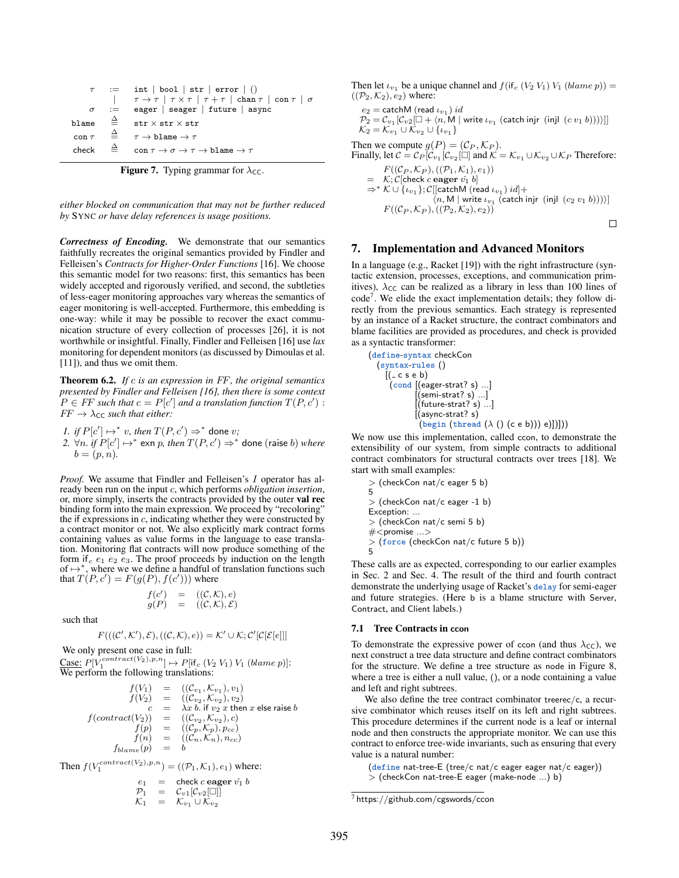$$
\begin{array}{rcl}
\tau & := & \mathsf{int} \mid \mathsf{bool} \mid \mathsf{str} \mid \mathsf{error} \mid () \\
& \mid & \tau \rightarrow \tau \mid \tau \times \tau \mid \tau + \tau \mid \mathsf{chan}\ \tau \mid \mathsf{con}\ \tau \mid \sigma \\
\sigma & := & \mathsf{eager} \mid \mathsf{seager} \mid \mathsf{future} \mid \mathsf{async} \\
\mathsf{blame} & \triangleq & \mathsf{str} \times \mathsf{str} \times \mathsf{str} \\
\mathsf{con}\ \tau & \triangleq & \tau \rightarrow \mathsf{blame} \rightarrow \tau \\
\mathsf{check} & \triangleq & \mathsf{con}\ \tau \rightarrow \sigma \rightarrow \tau \rightarrow \mathsf{blame} \rightarrow \tau
\end{array}
$$

**Figure 7.** Typing grammar for $\lambda_{\mathsf{CC}}$.

*either blocked on communication that may not be further reduced by* SYNC *or have delay references is usage positions.*

***Correctness of Encoding.*** We demonstrate that our semantics faithfully recreates the original semantics provided by Findler and Felleisen's *Contracts for Higher-Order Functions* [16]. We choose this semantic model for two reasons: first, this semantics has been widely accepted and rigorously verified, and second, the subtleties of less-eager monitoring approaches vary whereas the semantics of eager monitoring is well-accepted. Furthermore, this embedding is one-way: while it may be possible to recover the exact communication structure of every collection of processes [26], it is not worthwhile or insightful. Finally, Findler and Felleisen [16] use *lax* monitoring for dependent monitors (as discussed by Dimoulas et al. [11]), and thus we omit them.

**Theorem 6.2.** *If $c$ is an expression in FF, the original semantics presented by Findler and Felleisen [16], then there is some context $P \in FF$ such that $c = P[c']$ and a translation function $T(P, c')$ : $FF \rightarrow \lambda_{\mathsf{CC}}$ such that either:*

1. *if $P[c'] \mapsto^* v$, then $T(P, c') \Rightarrow^*$ done $v$;*
2. *$\forall n$. if $P[c'] \mapsto^*$ exn $p$, then $T(P, c') \Rightarrow^*$ done (raise $b$) where $b = (p, n)$.*

*Proof.* We assume that Findler and Felleisen's $I$ operator has already been run on the input $c$, which performs *obligation insertion*, or, more simply, inserts the contracts provided by the outer **val rec** binding form into the main expression. We proceed by "recoloring" the if expressions in $c$, indicating whether they were constructed by a contract monitor or not. We also explicitly mark contract forms containing values as value forms in the language to ease translation. Monitoring flat contracts will now produce something of the form $\mathsf{if}_c\ e_1\ e_2\ e_3$. The proof proceeds by induction on the length of $\mapsto^*$, where we we define a handful of translation functions such that $T(P, c') = F(g(P), f(c'))$ where

$$
\begin{array}{rcl}
f(c') & = & ((\mathcal{C}, \mathcal{K}), e) \\
g(P) & = & ((\mathcal{C}, \mathcal{K}), \mathcal{E})
\end{array}
$$

such that

$$F(((\mathcal{C}', \mathcal{K}'), \mathcal{E}), ((\mathcal{C}, \mathcal{K}), e)) = \mathcal{K}' \cup \mathcal{K}; \mathcal{C}'[\mathcal{C}[\mathcal{E}[e]]]$$

We only present one case in full:
Case: $P[V_1^{contract(V_2),p,n}] \mapsto P[\mathsf{if}_c\ (V_2\ V_1)\ V_1\ (blame\ p)]$:
We perform the following translations:

$$
\begin{array}{rcl}
f(V_1) & = & ((\mathcal{C}_{v_1}, \mathcal{K}_{v_1}), v_1) \\
f(V_2) & = & ((\mathcal{C}_{v_2}, \mathcal{K}_{v_2}), v_2) \\
c & = & \lambda x\ b.\ \mathsf{if}\ v_2\ x\ \mathsf{then}\ x\ \mathsf{else}\ \mathsf{raise}\ b \\
f(contract(V_2)) & = & ((\mathcal{C}_{v_2}, \mathcal{K}_{v_2}), c) \\
f(p) & = & ((\mathcal{C}_p, \mathcal{K}_p), p_{cc}) \\
f(n) & = & ((\mathcal{C}_n, \mathcal{K}_n), n_{cc}) \\
f_{blame}(p) & = & b
\end{array}
$$

Then $f(V_1^{contract(V_2),p,n}) = ((\mathcal{P}_1, \mathcal{K}_1), e_1)$ where:

$$
\begin{array}{rcl}
e_1 & = & \mathsf{check}\ c\ \mathbf{eager}\ \hat{v_1}\ b \\
\mathcal{P}_1 & = & \mathcal{C}_{v1}[\mathcal{C}_{v2}[\square]] \\
\mathcal{K}_1 & = & \mathcal{K}_{v_1} \cup \mathcal{K}_{v_2}
\end{array}
$$

Then let $\iota_{v_1}$ be a unique channel and $f(\mathsf{if}_c\ (V_2\ V_1)\ V_1\ (blame\ p)) = ((\mathcal{P}_2, \mathcal{K}_2), e_2)$ where:

$$
\begin{array}{l}
e_2 = \mathsf{catchM}\ (\mathsf{read}\ \iota_{v_1})\ id \\
\mathcal{P}_2 = \mathcal{C}_{v_1}[\mathcal{C}_{v2}[\square + \langle n, \mathsf{M} \mid \mathsf{write}\ \iota_{v_1}\ (\mathsf{catch}\ \mathsf{injr}\ (\mathsf{injl}\ (c\ v_1\ b)))\rangle]] \\
\mathcal{K}_2 = \mathcal{K}_{v_1} \cup \mathcal{K}_{v_2} \cup \{\iota_{v_1}\}
\end{array}
$$

Then we compute $g(P) = (\mathcal{C}_P, \mathcal{K}_P)$.
Finally, let $\mathcal{C} = \mathcal{C}_P[\mathcal{C}_{v_1}[\mathcal{C}_{v_2}[\square]$ and $\mathcal{K} = \mathcal{K}_{v_1} \cup \mathcal{K}_{v_2} \cup \mathcal{K}_P$ Therefore:

$$
\begin{array}{rl}
& F((\mathcal{C}_P, \mathcal{K}_P), ((\mathcal{P}_1, \mathcal{K}_1), e_1)) \\
= & \mathcal{K}; \mathcal{C}[\mathsf{check}\ c\ \mathbf{eager}\ \hat{v_1}\ b] \\
\Rightarrow^* & \mathcal{K} \cup \{\iota_{v_1}\}; \mathcal{C}[[\mathsf{catchM}\ (\mathsf{read}\ \iota_{v_1})\ id] + \\
& \qquad \langle n, \mathsf{M} \mid \mathsf{write}\ \iota_{v_1}\ (\mathsf{catch}\ \mathsf{injr}\ (\mathsf{injl}\ (c_2\ v_1\ b)))\rangle] \\
& F((\mathcal{C}_P, \mathcal{K}_P), ((\mathcal{P}_2, \mathcal{K}_2), e_2))
\end{array}
$$

□

## 7. Implementation and Advanced Monitors

In a language (e.g., Racket [19]) with the right infrastructure (syntactic extension, processes, exceptions, and communication primitives), $\lambda_{\mathsf{CC}}$ can be realized as a library in less than 100 lines of code[7]. We elide the exact implementation details; they follow directly from the previous semantics. Each strategy is represented by an instance of a Racket structure, the contract combinators and blame facilities are provided as procedures, and check is provided as a syntactic transformer:

```
(define-syntax checkCon
  (syntax-rules ()
    [(_ c s e b)
     (cond [(eager-strat? s) ...]
           [(semi-strat? s) ...]
           [(future-strat? s) ...]
           [(async-strat? s)
            (begin (thread (λ () (c e b))) e)])]))
```

We now use this implementation, called ccon, to demonstrate the extensibility of our system, from simple contracts to additional contract combinators for structural contracts over trees [18]. We start with small examples:

```
> (checkCon nat/c eager 5 b)
5
> (checkCon nat/c eager -1 b)
Exception: ...
> (checkCon nat/c semi 5 b)
#<promise ...>
> (force (checkCon nat/c future 5 b))
5
```

These calls are as expected, corresponding to our earlier examples in Sec. 2 and Sec. 4. The result of the third and fourth contract demonstrate the underlying usage of Racket's `delay` for semi-eager and future strategies. (Here b is a blame structure with Server, Contract, and Client labels.)

### 7.1 Tree Contracts in ccon

To demonstrate the expressive power of ccon (and thus $\lambda_{\mathsf{CC}}$), we next construct a tree data structure and define contract combinators for the structure. We define a tree structure as node in Figure 8, where a tree is either a null value, (), or a node containing a value and left and right subtrees.

We also define the tree contract combinator treerec/c, a recursive combinator which reuses itself on its left and right subtrees. This procedure determines if the current node is a leaf or internal node and then constructs the appropriate monitor. We can use this contract to enforce tree-wide invariants, such as ensuring that every value is a natural number:

```
(define nat-tree-E (tree/c nat/c eager eager nat/c eager))
> (checkCon nat-tree-E eager (make-node ...) b)
```

[7] https://github.com/cgswords/ccon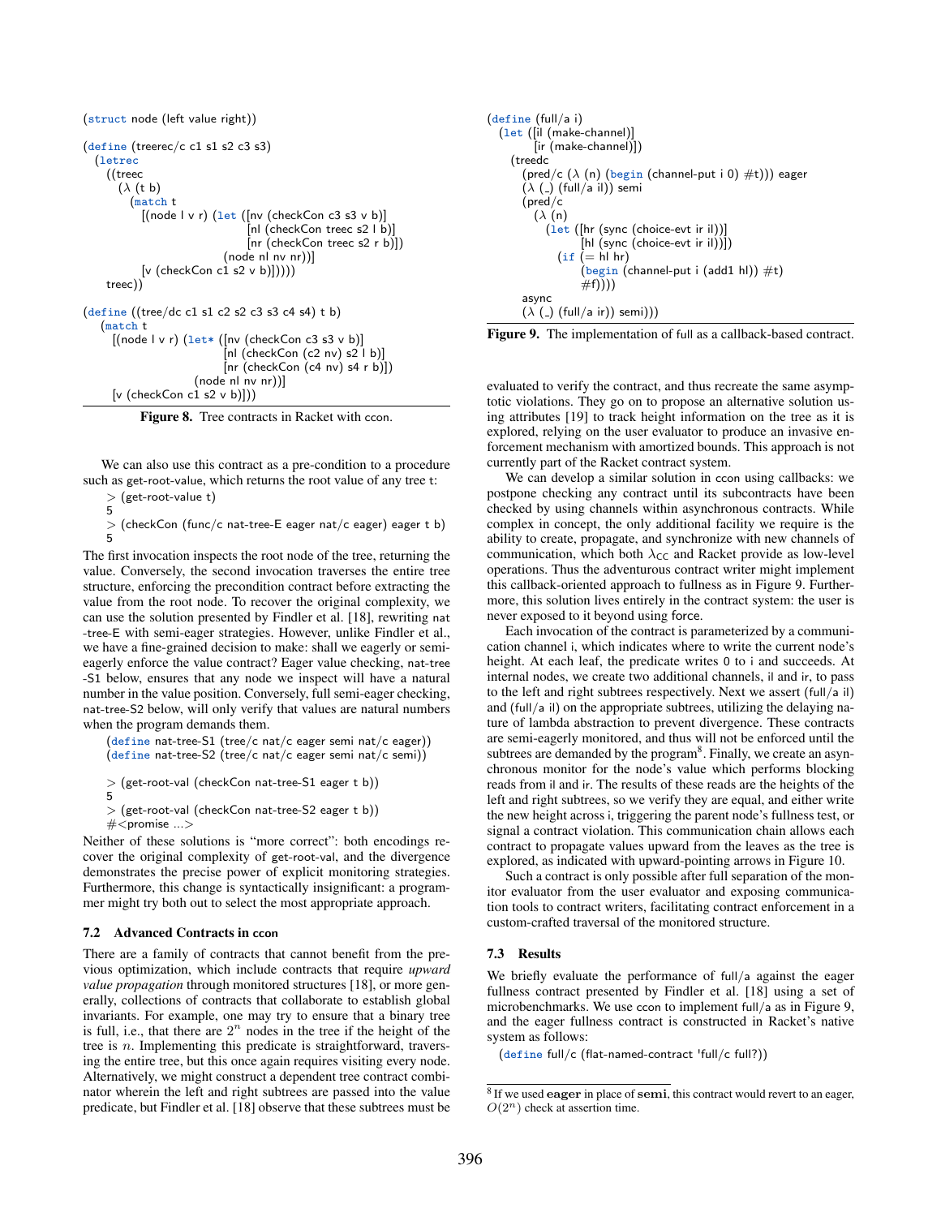```
(struct node (left value right))

(define (treerec/c c1 s1 s2 c3 s3)
  (letrec
    ((treec
       (λ (t b)
         (match t
           [(node l v r) (let ([nv (checkCon c3 s3 v b)]
                               [nl (checkCon treec s2 l b)]
                               [nr (checkCon treec s2 r b)])
                           (node nl nv nr))]
           [v (checkCon c1 s2 v b)]))))
    treec))

(define ((tree/dc c1 s1 c2 s2 c3 s3 c4 s4) t b)
  (match t
    [(node l v r) (let* ([nv (checkCon c3 s3 v b)]
                         [nl (checkCon (c2 nv) s2 l b)]
                         [nr (checkCon (c4 nv) s4 r b)])
                    (node nl nv nr))]
    [v (checkCon c1 s2 v b)]))
```

**Figure 8.** Tree contracts in Racket with ccon.

We can also use this contract as a pre-condition to a procedure such as get-root-value, which returns the root value of any tree t:

```
> (get-root-value t)
5
> (checkCon (func/c nat-tree-E eager nat/c eager) eager t b)
5
```

The first invocation inspects the root node of the tree, returning the value. Conversely, the second invocation traverses the entire tree structure, enforcing the precondition contract before extracting the value from the root node. To recover the original complexity, we can use the solution presented by Findler et al. [18], rewriting nat-tree-E with semi-eager strategies. However, unlike Findler et al., we have a fine-grained decision to make: shall we eagerly or semi-eagerly enforce the value contract? Eager value checking, nat-tree-S1 below, ensures that any node we inspect will have a natural number in the value position. Conversely, full semi-eager checking, nat-tree-S2 below, will only verify that values are natural numbers when the program demands them.

```
(define nat-tree-S1 (tree/c nat/c eager semi nat/c eager))
(define nat-tree-S2 (tree/c nat/c eager semi nat/c semi))

> (get-root-val (checkCon nat-tree-S1 eager t b))
5
> (get-root-val (checkCon nat-tree-S2 eager t b))
#<promise ...>
```

Neither of these solutions is "more correct": both encodings recover the original complexity of get-root-val, and the divergence demonstrates the precise power of explicit monitoring strategies. Furthermore, this change is syntactically insignificant: a programmer might try both out to select the most appropriate approach.

### 7.2 Advanced Contracts in ccon

There are a family of contracts that cannot benefit from the previous optimization, which include contracts that require *upward value propagation* through monitored structures [18], or more generally, collections of contracts that collaborate to establish global invariants. For example, one may try to ensure that a binary tree is full, i.e., that there are $2^n$ nodes in the tree if the height of the tree is $n$. Implementing this predicate is straightforward, traversing the entire tree, but this once again requires visiting every node. Alternatively, we might construct a dependent tree contract combinator wherein the left and right subtrees are passed into the value predicate, but Findler et al. [18] observe that these subtrees must be evaluated to verify the contract, and thus recreate the same asymptotic violations. They go on to propose an alternative solution using attributes [19] to track height information on the tree as it is explored, relying on the user evaluator to produce an invasive enforcement mechanism with amortized bounds. This approach is not currently part of the Racket contract system.

```
(define (full/a i)
  (let ([il (make-channel)]
        [ir (make-channel)])
    (treedc
      (pred/c (λ (n) (begin (channel-put i 0) #t))) eager
      (λ (_) (full/a il)) semi
      (pred/c
        (λ (n)
          (let ([hr (sync (choice-evt ir il))]
                [hl (sync (choice-evt ir il))])
            (if (= hl hr)
                (begin (channel-put i (add1 hl)) #t)
                #f))))
      async
      (λ (_) (full/a ir)) semi)))
```

**Figure 9.** The implementation of full as a callback-based contract.

We can develop a similar solution in ccon using callbacks: we postpone checking any contract until its subcontracts have been checked by using channels within asynchronous contracts. While complex in concept, the only additional facility we require is the ability to create, propagate, and synchronize with new channels of communication, which both $\lambda_{CC}$ and Racket provide as low-level operations. Thus the adventurous contract writer might implement this callback-oriented approach to fullness as in Figure 9. Furthermore, this solution lives entirely in the contract system: the user is never exposed to it beyond using force.

Each invocation of the contract is parameterized by a communication channel i, which indicates where to write the current node's height. At each leaf, the predicate writes 0 to i and succeeds. At internal nodes, we create two additional channels, il and ir, to pass to the left and right subtrees respectively. Next we assert (full/a il) and (full/a il) on the appropriate subtrees, utilizing the delaying nature of lambda abstraction to prevent divergence. These contracts are semi-eagerly monitored, and thus will not be enforced until the subtrees are demanded by the program[8]. Finally, we create an asynchronous monitor for the node's value which performs blocking reads from il and ir. The results of these reads are the heights of the left and right subtrees, so we verify they are equal, and either write the new height across i, triggering the parent node's fullness test, or signal a contract violation. This communication chain allows each contract to propagate values upward from the leaves as the tree is explored, as indicated with upward-pointing arrows in Figure 10.

Such a contract is only possible after full separation of the monitor evaluator from the user evaluator and exposing communication tools to contract writers, facilitating contract enforcement in a custom-crafted traversal of the monitored structure.

### 7.3 Results

We briefly evaluate the performance of full/a against the eager fullness contract presented by Findler et al. [18] using a set of microbenchmarks. We use ccon to implement full/a as in Figure 9, and the eager fullness contract is constructed in Racket's native system as follows:

```
(define full/c (flat-named-contract 'full/c full?))
```

[8] If we used **eager** in place of **semi**, this contract would revert to an eager, $O(2^n)$ check at assertion time.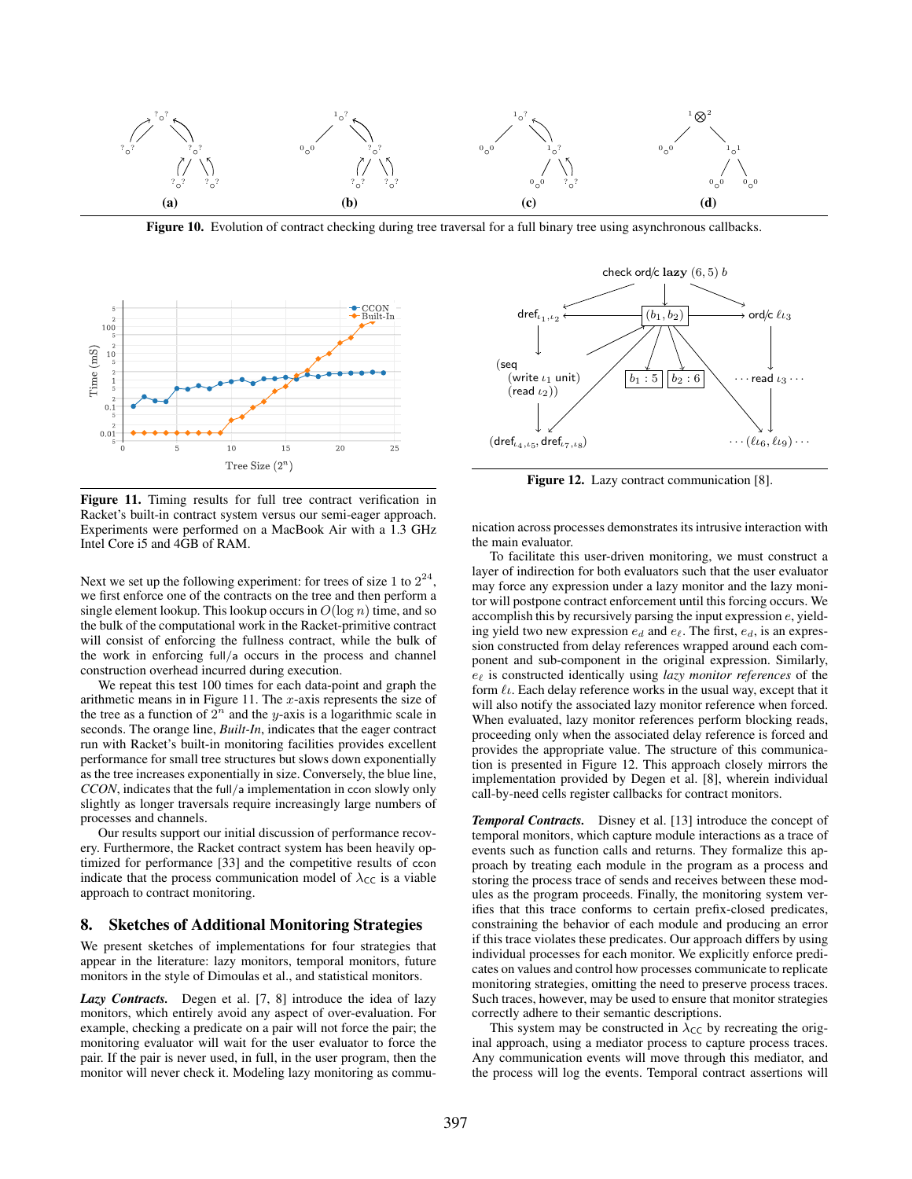**Figure 10.** Evolution of contract checking during tree traversal for a full binary tree using asynchronous callbacks.

**Figure 11.** Timing results for full tree contract verification in Racket's built-in contract system versus our semi-eager approach. Experiments were performed on a MacBook Air with a 1.3 GHz Intel Core i5 and 4GB of RAM.

Next we set up the following experiment: for trees of size 1 to $2^{24}$, we first enforce one of the contracts on the tree and then perform a single element lookup. This lookup occurs in $O(\log n)$ time, and so the bulk of the computational work in the Racket-primitive contract will consist of enforcing the fullness contract, while the bulk of the work in enforcing full/a occurs in the process and channel construction overhead incurred during execution.

We repeat this test 100 times for each data-point and graph the arithmetic means in in Figure 11. The $x$-axis represents the size of the tree as a function of $2^n$ and the $y$-axis is a logarithmic scale in seconds. The orange line, *Built-In*, indicates that the eager contract run with Racket's built-in monitoring facilities provides excellent performance for small tree structures but slows down exponentially as the tree increases exponentially in size. Conversely, the blue line, *CCON*, indicates that the full/a implementation in ccon slowly only slightly as longer traversals require increasingly large numbers of processes and channels.

Our results support our initial discussion of performance recovery. Furthermore, the Racket contract system has been heavily optimized for performance [33] and the competitive results of ccon indicate that the process communication model of $\lambda_{CC}$ is a viable approach to contract monitoring.

## 8. Sketches of Additional Monitoring Strategies

We present sketches of implementations for four strategies that appear in the literature: lazy monitors, temporal monitors, future monitors in the style of Dimoulas et al., and statistical monitors.

***Lazy Contracts.*** Degen et al. [7, 8] introduce the idea of lazy monitors, which entirely avoid any aspect of over-evaluation. For example, checking a predicate on a pair will not force the pair; the monitoring evaluator will wait for the user evaluator to force the pair. If the pair is never used, in full, in the user program, then the monitor will never check it. Modeling lazy monitoring as communication across processes demonstrates its intrusive interaction with the main evaluator.

**Figure 12.** Lazy contract communication [8].

To facilitate this user-driven monitoring, we must construct a layer of indirection for both evaluators such that the user evaluator may force any expression under a lazy monitor and the lazy monitor will postpone contract enforcement until this forcing occurs. We accomplish this by recursively parsing the input expression $e$, yielding yield two new expression $e_d$ and $e_\ell$. The first, $e_d$, is an expression constructed from delay references wrapped around each component and sub-component in the original expression. Similarly, $e_\ell$ is constructed identically using *lazy monitor references* of the form $\ell_\iota$. Each delay reference works in the usual way, except that it will also notify the associated lazy monitor reference when forced. When evaluated, lazy monitor references perform blocking reads, proceeding only when the associated delay reference is forced and provides the appropriate value. The structure of this communication is presented in Figure 12. This approach closely mirrors the implementation provided by Degen et al. [8], wherein individual call-by-need cells register callbacks for contract monitors.

***Temporal Contracts.*** Disney et al. [13] introduce the concept of temporal monitors, which capture module interactions as a trace of events such as function calls and returns. They formalize this approach by treating each module in the program as a process and storing the process trace of sends and receives between these modules as the program proceeds. Finally, the monitoring system verifies that this trace conforms to certain prefix-closed predicates, constraining the behavior of each module and producing an error if this trace violates these predicates. Our approach differs by using individual processes for each monitor. We explicitly enforce predicates on values and control how processes communicate to replicate monitoring strategies, omitting the need to preserve process traces. Such traces, however, may be used to ensure that monitor strategies correctly adhere to their semantic descriptions.

This system may be constructed in $\lambda_{CC}$ by recreating the original approach, using a mediator process to capture process traces. Any communication events will move through this mediator, and the process will log the events. Temporal contract assertions will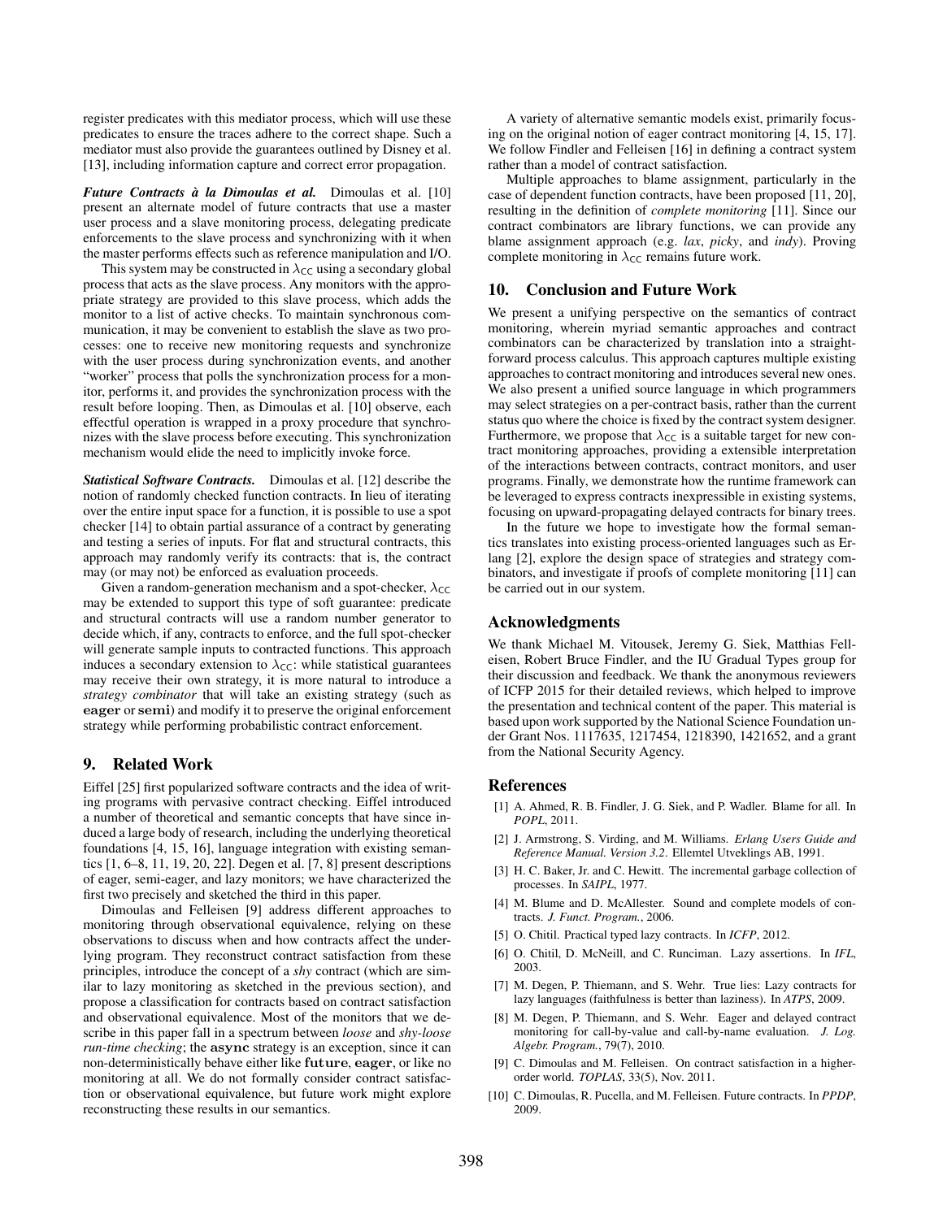register predicates with this mediator process, which will use these predicates to ensure the traces adhere to the correct shape. Such a mediator must also provide the guarantees outlined by Disney et al. [13], including information capture and correct error propagation.

***Future Contracts à la Dimoulas et al.*** Dimoulas et al. [10] present an alternate model of future contracts that use a master user process and a slave monitoring process, delegating predicate enforcements to the slave process and synchronizing with it when the master performs effects such as reference manipulation and I/O.

This system may be constructed in $\lambda_{CC}$ using a secondary global process that acts as the slave process. Any monitors with the appropriate strategy are provided to this slave process, which adds the monitor to a list of active checks. To maintain synchronous communication, it may be convenient to establish the slave as two processes: one to receive new monitoring requests and synchronize with the user process during synchronization events, and another "worker" process that polls the synchronization process for a monitor, performs it, and provides the synchronization process with the result before looping. Then, as Dimoulas et al. [10] observe, each effectful operation is wrapped in a proxy procedure that synchronizes with the slave process before executing. This synchronization mechanism would elide the need to implicitly invoke force.

***Statistical Software Contracts.*** Dimoulas et al. [12] describe the notion of randomly checked function contracts. In lieu of iterating over the entire input space for a function, it is possible to use a spot checker [14] to obtain partial assurance of a contract by generating and testing a series of inputs. For flat and structural contracts, this approach may randomly verify its contracts: that is, the contract may (or may not) be enforced as evaluation proceeds.

Given a random-generation mechanism and a spot-checker, $\lambda_{CC}$ may be extended to support this type of soft guarantee: predicate and structural contracts will use a random number generator to decide which, if any, contracts to enforce, and the full spot-checker will generate sample inputs to contracted functions. This approach induces a secondary extension to $\lambda_{CC}$: while statistical guarantees may receive their own strategy, it is more natural to introduce a *strategy combinator* that will take an existing strategy (such as **eager** or **semi**) and modify it to preserve the original enforcement strategy while performing probabilistic contract enforcement.

## 9. Related Work

Eiffel [25] first popularized software contracts and the idea of writing programs with pervasive contract checking. Eiffel introduced a number of theoretical and semantic concepts that have since induced a large body of research, including the underlying theoretical foundations [4, 15, 16], language integration with existing semantics [1, 6–8, 11, 19, 20, 22]. Degen et al. [7, 8] present descriptions of eager, semi-eager, and lazy monitors; we have characterized the first two precisely and sketched the third in this paper.

Dimoulas and Felleisen [9] address different approaches to monitoring through observational equivalence, relying on these observations to discuss when and how contracts affect the underlying program. They reconstruct contract satisfaction from these principles, introduce the concept of a *shy* contract (which are similar to lazy monitoring as sketched in the previous section), and propose a classification for contracts based on contract satisfaction and observational equivalence. Most of the monitors that we describe in this paper fall in a spectrum between *loose* and *shy-loose run-time checking*; the **async** strategy is an exception, since it can non-deterministically behave either like **future**, **eager**, or like no monitoring at all. We do not formally consider contract satisfaction or observational equivalence, but future work might explore reconstructing these results in our semantics.

A variety of alternative semantic models exist, primarily focusing on the original notion of eager contract monitoring [4, 15, 17]. We follow Findler and Felleisen [16] in defining a contract system rather than a model of contract satisfaction.

Multiple approaches to blame assignment, particularly in the case of dependent function contracts, have been proposed [11, 20], resulting in the definition of *complete monitoring* [11]. Since our contract combinators are library functions, we can provide any blame assignment approach (e.g. *lax*, *picky*, and *indy*). Proving complete monitoring in $\lambda_{CC}$ remains future work.

## 10. Conclusion and Future Work

We present a unifying perspective on the semantics of contract monitoring, wherein myriad semantic approaches and contract combinators can be characterized by translation into a straightforward process calculus. This approach captures multiple existing approaches to contract monitoring and introduces several new ones. We also present a unified source language in which programmers may select strategies on a per-contract basis, rather than the current status quo where the choice is fixed by the contract system designer. Furthermore, we propose that $\lambda_{CC}$ is a suitable target for new contract monitoring approaches, providing a extensible interpretation of the interactions between contracts, contract monitors, and user programs. Finally, we demonstrate how the runtime framework can be leveraged to express contracts inexpressible in existing systems, focusing on upward-propagating delayed contracts for binary trees.

In the future we hope to investigate how the formal semantics translates into existing process-oriented languages such as Erlang [2], explore the design space of strategies and strategy combinators, and investigate if proofs of complete monitoring [11] can be carried out in our system.

## Acknowledgments

We thank Michael M. Vitousek, Jeremy G. Siek, Matthias Felleisen, Robert Bruce Findler, and the IU Gradual Types group for their discussion and feedback. We thank the anonymous reviewers of ICFP 2015 for their detailed reviews, which helped to improve the presentation and technical content of the paper. This material is based upon work supported by the National Science Foundation under Grant Nos. 1117635, 1217454, 1218390, 1421652, and a grant from the National Security Agency.

## References

[1] A. Ahmed, R. B. Findler, J. G. Siek, and P. Wadler. Blame for all. In *POPL*, 2011.

[2] J. Armstrong, S. Virding, and M. Williams. *Erlang Users Guide and Reference Manual. Version 3.2*. Ellemtel Utveklings AB, 1991.

[3] H. C. Baker, Jr. and C. Hewitt. The incremental garbage collection of processes. In *SAIPL*, 1977.

[4] M. Blume and D. McAllester. Sound and complete models of contracts. *J. Funct. Program.*, 2006.

[5] O. Chitil. Practical typed lazy contracts. In *ICFP*, 2012.

[6] O. Chitil, D. McNeill, and C. Runciman. Lazy assertions. In *IFL*, 2003.

[7] M. Degen, P. Thiemann, and S. Wehr. True lies: Lazy contracts for lazy languages (faithfulness is better than laziness). In *ATPS*, 2009.

[8] M. Degen, P. Thiemann, and S. Wehr. Eager and delayed contract monitoring for call-by-value and call-by-name evaluation. *J. Log. Algebr. Program.*, 79(7), 2010.

[9] C. Dimoulas and M. Felleisen. On contract satisfaction in a higher-order world. *TOPLAS*, 33(5), Nov. 2011.

[10] C. Dimoulas, R. Pucella, and M. Felleisen. Future contracts. In *PPDP*, 2009.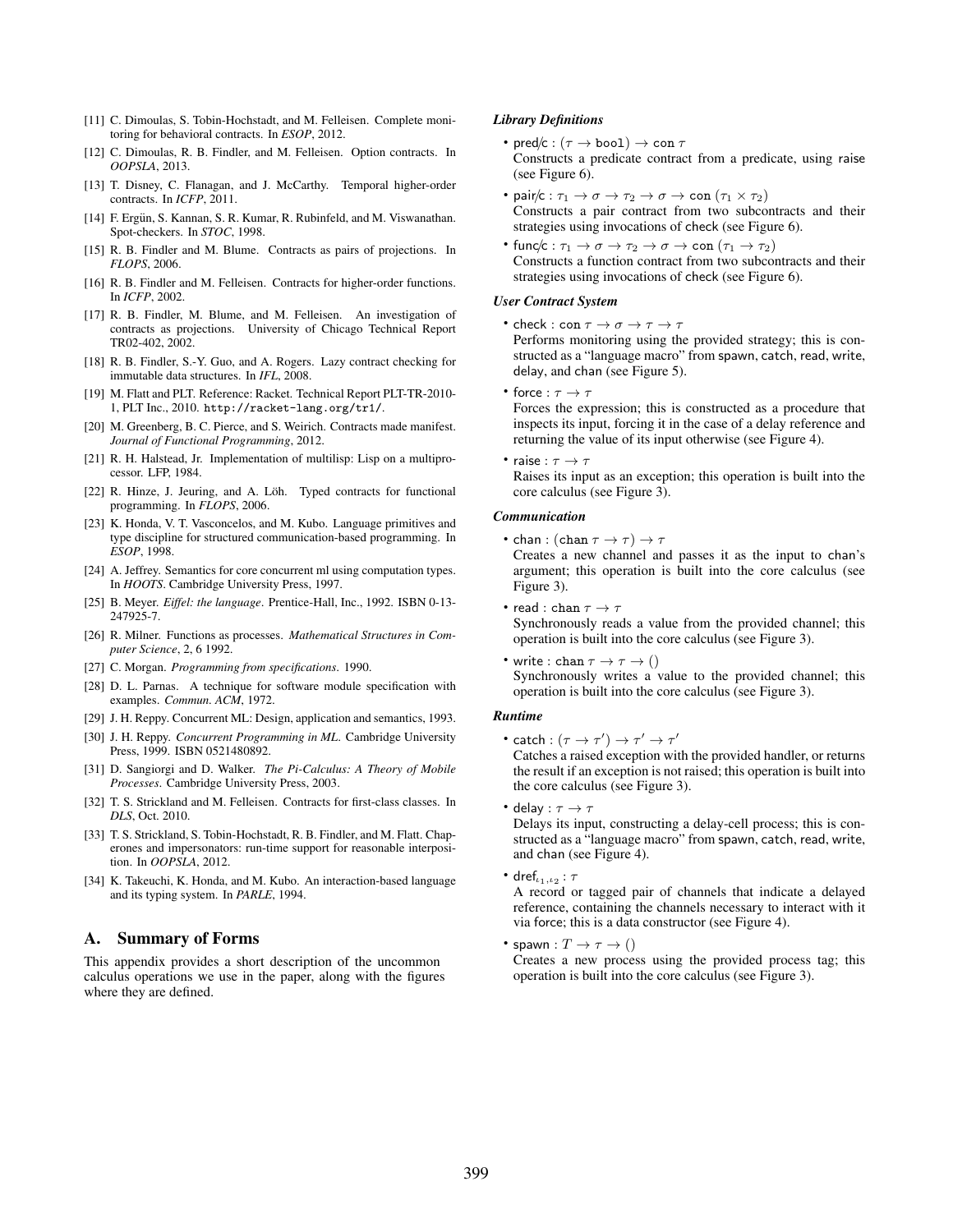- [11] C. Dimoulas, S. Tobin-Hochstadt, and M. Felleisen. Complete monitoring for behavioral contracts. In *ESOP*, 2012.
- [12] C. Dimoulas, R. B. Findler, and M. Felleisen. Option contracts. In *OOPSLA*, 2013.
- [13] T. Disney, C. Flanagan, and J. McCarthy. Temporal higher-order contracts. In *ICFP*, 2011.
- [14] F. Ergün, S. Kannan, S. R. Kumar, R. Rubinfeld, and M. Viswanathan. Spot-checkers. In *STOC*, 1998.
- [15] R. B. Findler and M. Blume. Contracts as pairs of projections. In *FLOPS*, 2006.
- [16] R. B. Findler and M. Felleisen. Contracts for higher-order functions. In *ICFP*, 2002.
- [17] R. B. Findler, M. Blume, and M. Felleisen. An investigation of contracts as projections. University of Chicago Technical Report TR02-402, 2002.
- [18] R. B. Findler, S.-Y. Guo, and A. Rogers. Lazy contract checking for immutable data structures. In *IFL*, 2008.
- [19] M. Flatt and PLT. Reference: Racket. Technical Report PLT-TR-2010-1, PLT Inc., 2010. `http://racket-lang.org/tr1/`.
- [20] M. Greenberg, B. C. Pierce, and S. Weirich. Contracts made manifest. *Journal of Functional Programming*, 2012.
- [21] R. H. Halstead, Jr. Implementation of multilisp: Lisp on a multiprocessor. LFP, 1984.
- [22] R. Hinze, J. Jeuring, and A. Löh. Typed contracts for functional programming. In *FLOPS*, 2006.
- [23] K. Honda, V. T. Vasconcelos, and M. Kubo. Language primitives and type discipline for structured communication-based programming. In *ESOP*, 1998.
- [24] A. Jeffrey. Semantics for core concurrent ml using computation types. In *HOOTS*. Cambridge University Press, 1997.
- [25] B. Meyer. *Eiffel: the language*. Prentice-Hall, Inc., 1992. ISBN 0-13-247925-7.
- [26] R. Milner. Functions as processes. *Mathematical Structures in Computer Science*, 2, 6 1992.
- [27] C. Morgan. *Programming from specifications*. 1990.
- [28] D. L. Parnas. A technique for software module specification with examples. *Commun. ACM*, 1972.
- [29] J. H. Reppy. Concurrent ML: Design, application and semantics, 1993.
- [30] J. H. Reppy. *Concurrent Programming in ML*. Cambridge University Press, 1999. ISBN 0521480892.
- [31] D. Sangiorgi and D. Walker. *The Pi-Calculus: A Theory of Mobile Processes*. Cambridge University Press, 2003.
- [32] T. S. Strickland and M. Felleisen. Contracts for first-class classes. In *DLS*, Oct. 2010.
- [33] T. S. Strickland, S. Tobin-Hochstadt, R. B. Findler, and M. Flatt. Chaperones and impersonators: run-time support for reasonable interposition. In *OOPSLA*, 2012.
- [34] K. Takeuchi, K. Honda, and M. Kubo. An interaction-based language and its typing system. In *PARLE*, 1994.

## A. Summary of Forms

This appendix provides a short description of the uncommon calculus operations we use in the paper, along with the figures where they are defined.

***Library Definitions***

- pred/c : $(\tau \rightarrow \texttt{bool}) \rightarrow \texttt{con}\ \tau$
  Constructs a predicate contract from a predicate, using raise (see Figure 6).
- pair/c : $\tau_1 \rightarrow \sigma \rightarrow \tau_2 \rightarrow \sigma \rightarrow \texttt{con}\ (\tau_1 \times \tau_2)$
  Constructs a pair contract from two subcontracts and their strategies using invocations of check (see Figure 6).
- func/c : $\tau_1 \rightarrow \sigma \rightarrow \tau_2 \rightarrow \sigma \rightarrow \texttt{con}\ (\tau_1 \rightarrow \tau_2)$
  Constructs a function contract from two subcontracts and their strategies using invocations of check (see Figure 6).

***User Contract System***

- check : $\texttt{con}\ \tau \rightarrow \sigma \rightarrow \tau \rightarrow \tau$
  Performs monitoring using the provided strategy; this is constructed as a "language macro" from spawn, catch, read, write, delay, and chan (see Figure 5).
- force : $\tau \rightarrow \tau$
  Forces the expression; this is constructed as a procedure that inspects its input, forcing it in the case of a delay reference and returning the value of its input otherwise (see Figure 4).
- raise : $\tau \rightarrow \tau$
  Raises its input as an exception; this operation is built into the core calculus (see Figure 3).

***Communication***

- chan : $(\texttt{chan}\ \tau \rightarrow \tau) \rightarrow \tau$
  Creates a new channel and passes it as the input to chan's argument; this operation is built into the core calculus (see Figure 3).
- read : $\texttt{chan}\ \tau \rightarrow \tau$
  Synchronously reads a value from the provided channel; this operation is built into the core calculus (see Figure 3).
- write : $\texttt{chan}\ \tau \rightarrow \tau \rightarrow ()$
  Synchronously writes a value to the provided channel; this operation is built into the core calculus (see Figure 3).

***Runtime***

- catch : $(\tau \rightarrow \tau') \rightarrow \tau' \rightarrow \tau'$
  Catches a raised exception with the provided handler, or returns the result if an exception is not raised; this operation is built into the core calculus (see Figure 3).
- delay : $\tau \rightarrow \tau$
  Delays its input, constructing a delay-cell process; this is constructed as a "language macro" from spawn, catch, read, write, and chan (see Figure 4).
- $\mathsf{dref}_{\iota_1, \iota_2} : \tau$
  A record or tagged pair of channels that indicate a delayed reference, containing the channels necessary to interact with it via force; this is a data constructor (see Figure 4).
- spawn : $T \rightarrow \tau \rightarrow ()$
  Creates a new process using the provided process tag; this operation is built into the core calculus (see Figure 3).